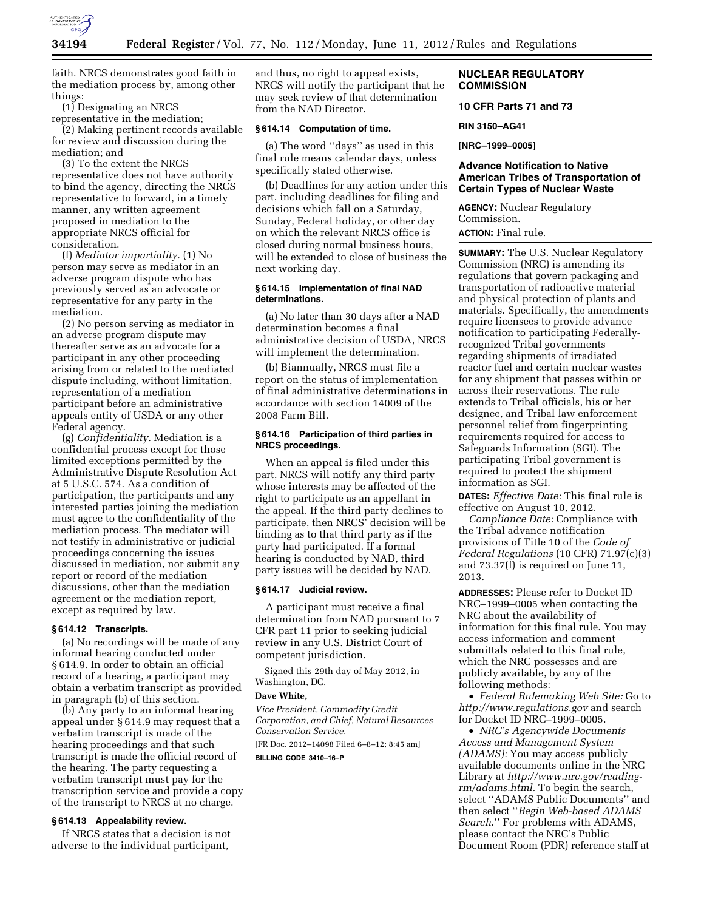faith. NRCS demonstrates good faith in the mediation process by, among other things:

(1) Designating an NRCS representative in the mediation;

(2) Making pertinent records available for review and discussion during the mediation; and

(3) To the extent the NRCS representative does not have authority to bind the agency, directing the NRCS representative to forward, in a timely manner, any written agreement proposed in mediation to the appropriate NRCS official for consideration.

(f) *Mediator impartiality.* (1) No person may serve as mediator in an adverse program dispute who has previously served as an advocate or representative for any party in the mediation.

(2) No person serving as mediator in an adverse program dispute may thereafter serve as an advocate for a participant in any other proceeding arising from or related to the mediated dispute including, without limitation, representation of a mediation participant before an administrative appeals entity of USDA or any other Federal agency.

(g) *Confidentiality.* Mediation is a confidential process except for those limited exceptions permitted by the Administrative Dispute Resolution Act at 5 U.S.C. 574. As a condition of participation, the participants and any interested parties joining the mediation must agree to the confidentiality of the mediation process. The mediator will not testify in administrative or judicial proceedings concerning the issues discussed in mediation, nor submit any report or record of the mediation discussions, other than the mediation agreement or the mediation report, except as required by law.

### § 614.12 Transcripts.

(a) No recordings will be made of any informal hearing conducted under § 614.9. In order to obtain an official record of a hearing, a participant may obtain a verbatim transcript as provided in paragraph (b) of this section.

(b) Any party to an informal hearing appeal under § 614.9 may request that a verbatim transcript is made of the hearing proceedings and that such transcript is made the official record of the hearing. The party requesting a verbatim transcript must pay for the transcription service and provide a copy of the transcript to NRCS at no charge.

### § 614.13 Appealability review.

If NRCS states that a decision is not adverse to the individual participant, and thus, no right to appeal exists, NRCS will notify the participant that he may seek review of that determination from the NAD Director.

### § 614.14 Computation of time.

(a) The word ''days'' as used in this final rule means calendar days, unless specifically stated otherwise.

(b) Deadlines for any action under this part, including deadlines for filing and decisions which fall on a Saturday, Sunday, Federal holiday, or other day on which the relevant NRCS office is closed during normal business hours, will be extended to close of business the next working day.

### § 614.15 Implementation of final NAD determinations.

(a) No later than 30 days after a NAD determination becomes a final administrative decision of USDA, NRCS will implement the determination.

(b) Biannually, NRCS must file a report on the status of implementation of final administrative determinations in accordance with section 14009 of the 2008 Farm Bill.

### § 614.16 Participation of third parties in NRCS proceedings.

When an appeal is filed under this part, NRCS will notify any third party whose interests may be affected of the right to participate as an appellant in the appeal. If the third party declines to participate, then NRCS' decision will be binding as to that third party as if the party had participated. If a formal hearing is conducted by NAD, third party issues will be decided by NAD.

### § 614.17 Judicial review.

A participant must receive a final determination from NAD pursuant to 7 CFR part 11 prior to seeking judicial review in any U.S. District Court of competent jurisdiction.

Signed this 29th day of May 2012, in Washington, DC.

**Dave White,**

*Vice President, Commodity Credit Corporation, and Chief, Natural Resources Conservation Service.*

[FR Doc. 2012–14098 Filed 6–8–12; 8:45 am]

**BILLING CODE 3410–16–P**

## NUCLEAR REGULATORY COMMISSION

### 10 CFR Parts 71 and 73

**RIN 3150–AG41**

**[NRC–1999–0005]**

## Advance Notification to Native American Tribes of Transportation of Certain Types of Nuclear Waste

**AGENCY:** Nuclear Regulatory Commission.

**ACTION:** Final rule.

**SUMMARY:** The U.S. Nuclear Regulatory Commission (NRC) is amending its regulations that govern packaging and transportation of radioactive material and physical protection of plants and materials. Specifically, the amendments require licensees to provide advance notification to participating Federally-recognized Tribal governments regarding shipments of irradiated reactor fuel and certain nuclear wastes for any shipment that passes within or across their reservations. The rule extends to Tribal officials, his or her designee, and Tribal law enforcement personnel relief from fingerprinting requirements required for access to Safeguards Information (SGI). The participating Tribal government is required to protect the shipment information as SGI.

**DATES:** *Effective Date:* This final rule is effective on August 10, 2012.

*Compliance Date:* Compliance with the Tribal advance notification provisions of Title 10 of the *Code of Federal Regulations* (10 CFR) 71.97(c)(3) and 73.37(f) is required on June 11, 2013.

**ADDRESSES:** Please refer to Docket ID NRC–1999–0005 when contacting the NRC about the availability of information for this final rule. You may access information and comment submittals related to this final rule, which the NRC possesses and are publicly available, by any of the following methods:

- *Federal Rulemaking Web Site:* Go to *http://www.regulations.gov* and search for Docket ID NRC–1999–0005.
- *NRC's Agencywide Documents Access and Management System (ADAMS):* You may access publicly available documents online in the NRC Library at *http://www.nrc.gov/reading-rm/adams.html.* To begin the search, select ''ADAMS Public Documents'' and then select ''*Begin Web-based ADAMS Search.*'' For problems with ADAMS, please contact the NRC's Public Document Room (PDR) reference staff at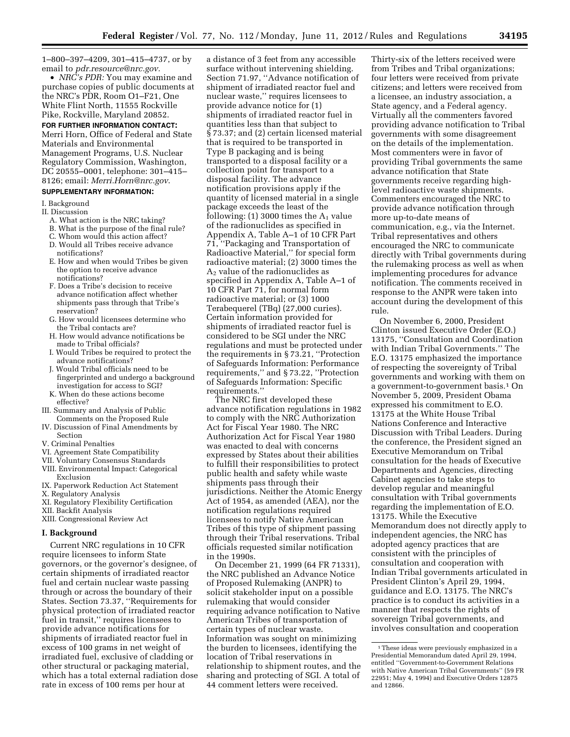1–800–397–4209, 301–415–4737, or by email to *pdr.resource@nrc.gov.*

- *NRC's PDR:* You may examine and purchase copies of public documents at the NRC's PDR, Room O1–F21, One White Flint North, 11555 Rockville Pike, Rockville, Maryland 20852.

**FOR FURTHER INFORMATION CONTACT:** Merri Horn, Office of Federal and State Materials and Environmental Management Programs, U.S. Nuclear Regulatory Commission, Washington, DC 20555–0001, telephone: 301–415–8126; email: *Merri.Horn@nrc.gov.*

**SUPPLEMENTARY INFORMATION:**

I. Background
II. Discussion
  A. What action is the NRC taking?
  B. What is the purpose of the final rule?
  C. Whom would this action affect?
  D. Would all Tribes receive advance notifications?
  E. How and when would Tribes be given the option to receive advance notifications?
  F. Does a Tribe's decision to receive advance notification affect whether shipments pass through that Tribe's reservation?
  G. How would licensees determine who the Tribal contacts are?
  H. How would advance notifications be made to Tribal officials?
  I. Would Tribes be required to protect the advance notifications?
  J. Would Tribal officials need to be fingerprinted and undergo a background investigation for access to SGI?
  K. When do these actions become effective?
III. Summary and Analysis of Public Comments on the Proposed Rule
IV. Discussion of Final Amendments by Section
V. Criminal Penalties
VI. Agreement State Compatibility
VII. Voluntary Consensus Standards
VIII. Environmental Impact: Categorical Exclusion
IX. Paperwork Reduction Act Statement
X. Regulatory Analysis
XI. Regulatory Flexibility Certification
XII. Backfit Analysis
XIII. Congressional Review Act

## I. Background

Current NRC regulations in 10 CFR require licensees to inform State governors, or the governor's designee, of certain shipments of irradiated reactor fuel and certain nuclear waste passing through or across the boundary of their States. Section 73.37, ''Requirements for physical protection of irradiated reactor fuel in transit,'' requires licensees to provide advance notifications for shipments of irradiated reactor fuel in excess of 100 grams in net weight of irradiated fuel, exclusive of cladding or other structural or packaging material, which has a total external radiation dose rate in excess of 100 rems per hour at a distance of 3 feet from any accessible surface without intervening shielding. Section 71.97, ''Advance notification of shipment of irradiated reactor fuel and nuclear waste,'' requires licensees to provide advance notice for (1) shipments of irradiated reactor fuel in quantities less than that subject to § 73.37; and (2) certain licensed material that is required to be transported in Type B packaging and is being transported to a disposal facility or a collection point for transport to a disposal facility. The advance notification provisions apply if the quantity of licensed material in a single package exceeds the least of the following: (1) 3000 times the $A_1$ value of the radionuclides as specified in Appendix A, Table A–1 of 10 CFR Part 71, ''Packaging and Transportation of Radioactive Material,'' for special form radioactive material; (2) 3000 times the $A_2$ value of the radionuclides as specified in Appendix A, Table A–1 of 10 CFR Part 71, for normal form radioactive material; or (3) 1000 Terabequerel (TBq) (27,000 curies). Certain information provided for shipments of irradiated reactor fuel is considered to be SGI under the NRC regulations and must be protected under the requirements in § 73.21, ''Protection of Safeguards Information: Performance requirements,'' and § 73.22, ''Protection of Safeguards Information: Specific requirements.''

The NRC first developed these advance notification regulations in 1982 to comply with the NRC Authorization Act for Fiscal Year 1980. The NRC Authorization Act for Fiscal Year 1980 was enacted to deal with concerns expressed by States about their abilities to fulfill their responsibilities to protect public health and safety while waste shipments pass through their jurisdictions. Neither the Atomic Energy Act of 1954, as amended (AEA), nor the notification regulations required licensees to notify Native American Tribes of this type of shipment passing through their Tribal reservations. Tribal officials requested similar notification in the 1990s.

On December 21, 1999 (64 FR 71331), the NRC published an Advance Notice of Proposed Rulemaking (ANPR) to solicit stakeholder input on a possible rulemaking that would consider requiring advance notification to Native American Tribes of transportation of certain types of nuclear waste. Information was sought on minimizing the burden to licensees, identifying the location of Tribal reservations in relationship to shipment routes, and the sharing and protecting of SGI. A total of 44 comment letters were received. Thirty-six of the letters received were from Tribes and Tribal organizations; four letters were received from private citizens; and letters were received from a licensee, an industry association, a State agency, and a Federal agency. Virtually all the commenters favored providing advance notification to Tribal governments with some disagreement on the details of the implementation. Most commenters were in favor of providing Tribal governments the same advance notification that State governments receive regarding high-level radioactive waste shipments. Commenters encouraged the NRC to provide advance notification through more up-to-date means of communication, e.g., via the Internet. Tribal representatives and others encouraged the NRC to communicate directly with Tribal governments during the rulemaking process as well as when implementing procedures for advance notification. The comments received in response to the ANPR were taken into account during the development of this rule.

On November 6, 2000, President Clinton issued Executive Order (E.O.) 13175, ''Consultation and Coordination with Indian Tribal Governments.'' The E.O. 13175 emphasized the importance of respecting the sovereignty of Tribal governments and working with them on a government-to-government basis.[1] On November 5, 2009, President Obama expressed his commitment to E.O. 13175 at the White House Tribal Nations Conference and Interactive Discussion with Tribal Leaders. During the conference, the President signed an Executive Memorandum on Tribal consultation for the heads of Executive Departments and Agencies, directing Cabinet agencies to take steps to develop regular and meaningful consultation with Tribal governments regarding the implementation of E.O. 13175. While the Executive Memorandum does not directly apply to independent agencies, the NRC has adopted agency practices that are consistent with the principles of consultation and cooperation with Indian Tribal governments articulated in President Clinton's April 29, 1994, guidance and E.O. 13175. The NRC's practice is to conduct its activities in a manner that respects the rights of sovereign Tribal governments, and involves consultation and cooperation

[1] These ideas were previously emphasized in a Presidential Memorandum dated April 29, 1994, entitled ''Government-to-Government Relations with Native American Tribal Governments'' (59 FR 22951; May 4, 1994) and Executive Orders 12875 and 12866.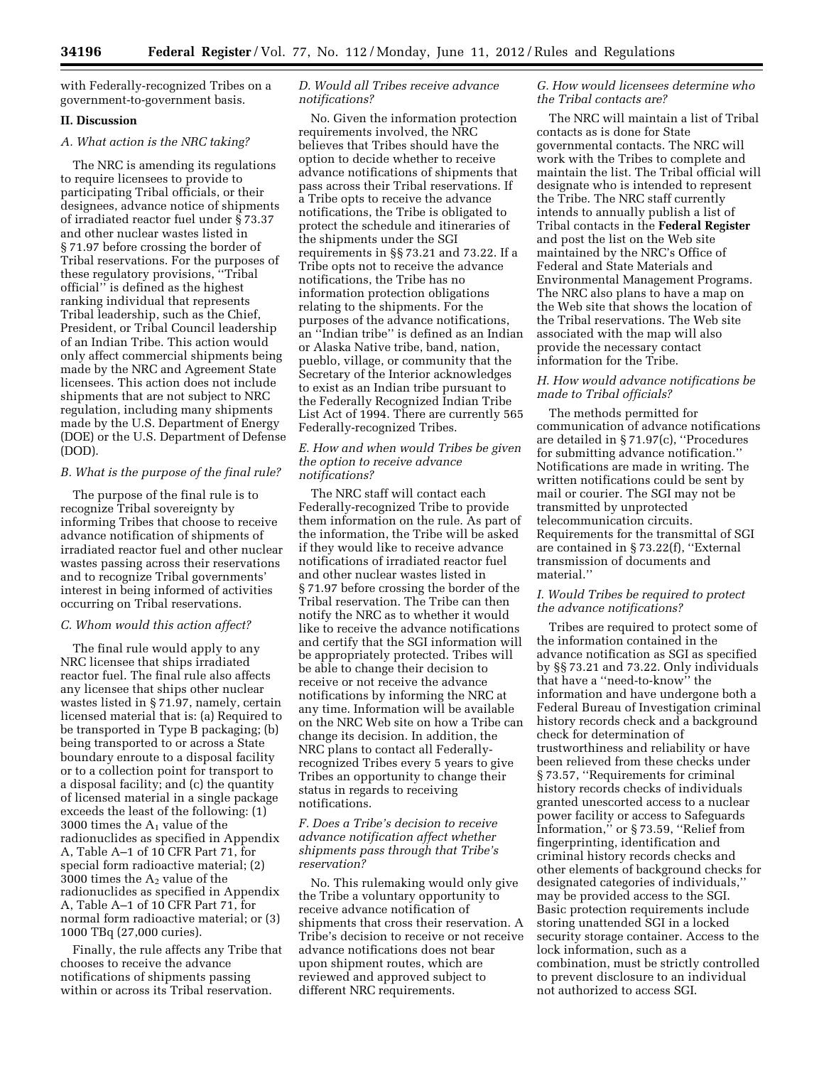with Federally-recognized Tribes on a government-to-government basis.

## II. Discussion

### A. What action is the NRC taking?

The NRC is amending its regulations to require licensees to provide to participating Tribal officials, or their designees, advance notice of shipments of irradiated reactor fuel under § 73.37 and other nuclear wastes listed in § 71.97 before crossing the border of Tribal reservations. For the purposes of these regulatory provisions, ''Tribal official'' is defined as the highest ranking individual that represents Tribal leadership, such as the Chief, President, or Tribal Council leadership of an Indian Tribe. This action would only affect commercial shipments being made by the NRC and Agreement State licensees. This action does not include shipments that are not subject to NRC regulation, including many shipments made by the U.S. Department of Energy (DOE) or the U.S. Department of Defense (DOD).

### B. What is the purpose of the final rule?

The purpose of the final rule is to recognize Tribal sovereignty by informing Tribes that choose to receive advance notification of shipments of irradiated reactor fuel and other nuclear wastes passing across their reservations and to recognize Tribal governments' interest in being informed of activities occurring on Tribal reservations.

### C. Whom would this action affect?

The final rule would apply to any NRC licensee that ships irradiated reactor fuel. The final rule also affects any licensee that ships other nuclear wastes listed in § 71.97, namely, certain licensed material that is: (a) Required to be transported in Type B packaging; (b) being transported to or across a State boundary enroute to a disposal facility or to a collection point for transport to a disposal facility; and (c) the quantity of licensed material in a single package exceeds the least of the following: (1) 3000 times the $A_1$ value of the radionuclides as specified in Appendix A, Table A–1 of 10 CFR Part 71, for special form radioactive material; (2) 3000 times the $A_2$ value of the radionuclides as specified in Appendix A, Table A–1 of 10 CFR Part 71, for normal form radioactive material; or (3) 1000 TBq (27,000 curies).

Finally, the rule affects any Tribe that chooses to receive the advance notifications of shipments passing within or across its Tribal reservation.

### D. Would all Tribes receive advance notifications?

No. Given the information protection requirements involved, the NRC believes that Tribes should have the option to decide whether to receive advance notifications of shipments that pass across their Tribal reservations. If a Tribe opts to receive the advance notifications, the Tribe is obligated to protect the schedule and itineraries of the shipments under the SGI requirements in §§ 73.21 and 73.22. If a Tribe opts not to receive the advance notifications, the Tribe has no information protection obligations relating to the shipments. For the purposes of the advance notifications, an ''Indian tribe'' is defined as an Indian or Alaska Native tribe, band, nation, pueblo, village, or community that the Secretary of the Interior acknowledges to exist as an Indian tribe pursuant to the Federally Recognized Indian Tribe List Act of 1994. There are currently 565 Federally-recognized Tribes.

### E. How and when would Tribes be given the option to receive advance notifications?

The NRC staff will contact each Federally-recognized Tribe to provide them information on the rule. As part of the information, the Tribe will be asked if they would like to receive advance notifications of irradiated reactor fuel and other nuclear wastes listed in § 71.97 before crossing the border of the Tribal reservation. The Tribe can then notify the NRC as to whether it would like to receive the advance notifications and certify that the SGI information will be appropriately protected. Tribes will be able to change their decision to receive or not receive the advance notifications by informing the NRC at any time. Information will be available on the NRC Web site on how a Tribe can change its decision. In addition, the NRC plans to contact all Federally-recognized Tribes every 5 years to give Tribes an opportunity to change their status in regards to receiving notifications.

### F. Does a Tribe's decision to receive advance notification affect whether shipments pass through that Tribe's reservation?

No. This rulemaking would only give the Tribe a voluntary opportunity to receive advance notification of shipments that cross their reservation. A Tribe's decision to receive or not receive advance notifications does not bear upon shipment routes, which are reviewed and approved subject to different NRC requirements.

### G. How would licensees determine who the Tribal contacts are?

The NRC will maintain a list of Tribal contacts as is done for State governmental contacts. The NRC will work with the Tribes to complete and maintain the list. The Tribal official will designate who is intended to represent the Tribe. The NRC staff currently intends to annually publish a list of Tribal contacts in the **Federal Register** and post the list on the Web site maintained by the NRC's Office of Federal and State Materials and Environmental Management Programs. The NRC also plans to have a map on the Web site that shows the location of the Tribal reservations. The Web site associated with the map will also provide the necessary contact information for the Tribe.

### H. How would advance notifications be made to Tribal officials?

The methods permitted for communication of advance notifications are detailed in § 71.97(c), ''Procedures for submitting advance notification.'' Notifications are made in writing. The written notifications could be sent by mail or courier. The SGI may not be transmitted by unprotected telecommunication circuits. Requirements for the transmittal of SGI are contained in § 73.22(f), ''External transmission of documents and material.''

### I. Would Tribes be required to protect the advance notifications?

Tribes are required to protect some of the information contained in the advance notification as SGI as specified by §§ 73.21 and 73.22. Only individuals that have a ''need-to-know'' the information and have undergone both a Federal Bureau of Investigation criminal history records check and a background check for determination of trustworthiness and reliability or have been relieved from these checks under § 73.57, ''Requirements for criminal history records checks of individuals granted unescorted access to a nuclear power facility or access to Safeguards Information,'' or § 73.59, ''Relief from fingerprinting, identification and criminal history records checks and other elements of background checks for designated categories of individuals,'' may be provided access to the SGI. Basic protection requirements include storing unattended SGI in a locked security storage container. Access to the lock information, such as a combination, must be strictly controlled to prevent disclosure to an individual not authorized to access SGI.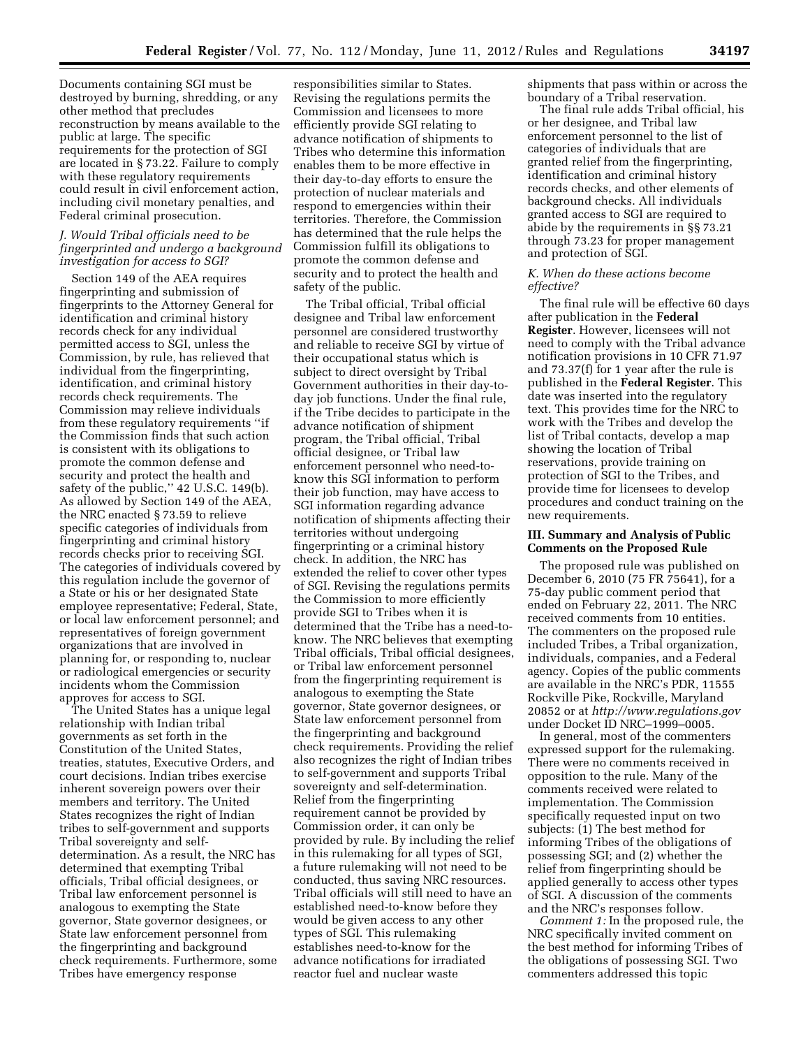Documents containing SGI must be destroyed by burning, shredding, or any other method that precludes reconstruction by means available to the public at large. The specific requirements for the protection of SGI are located in § 73.22. Failure to comply with these regulatory requirements could result in civil enforcement action, including civil monetary penalties, and Federal criminal prosecution.

### J. Would Tribal officials need to be fingerprinted and undergo a background investigation for access to SGI?

Section 149 of the AEA requires fingerprinting and submission of fingerprints to the Attorney General for identification and criminal history records check for any individual permitted access to SGI, unless the Commission, by rule, has relieved that individual from the fingerprinting, identification, and criminal history records check requirements. The Commission may relieve individuals from these regulatory requirements "if the Commission finds that such action is consistent with its obligations to promote the common defense and security and protect the health and safety of the public," 42 U.S.C. 149(b). As allowed by Section 149 of the AEA, the NRC enacted § 73.59 to relieve specific categories of individuals from fingerprinting and criminal history records checks prior to receiving SGI. The categories of individuals covered by this regulation include the governor of a State or his or her designated State employee representative; Federal, State, or local law enforcement personnel; and representatives of foreign government organizations that are involved in planning for, or responding to, nuclear or radiological emergencies or security incidents whom the Commission approves for access to SGI.

The United States has a unique legal relationship with Indian tribal governments as set forth in the Constitution of the United States, treaties, statutes, Executive Orders, and court decisions. Indian tribes exercise inherent sovereign powers over their members and territory. The United States recognizes the right of Indian tribes to self-government and supports Tribal sovereignty and self-determination. As a result, the NRC has determined that exempting Tribal officials, Tribal official designees, or Tribal law enforcement personnel is analogous to exempting the State governor, State governor designees, or State law enforcement personnel from the fingerprinting and background check requirements. Furthermore, some Tribes have emergency response responsibilities similar to States. Revising the regulations permits the Commission and licensees to more efficiently provide SGI relating to advance notification of shipments to Tribes who determine this information enables them to be more effective in their day-to-day efforts to ensure the protection of nuclear materials and respond to emergencies within their territories. Therefore, the Commission has determined that the rule helps the Commission fulfill its obligations to promote the common defense and security and to protect the health and safety of the public.

The Tribal official, Tribal official designee and Tribal law enforcement personnel are considered trustworthy and reliable to receive SGI by virtue of their occupational status which is subject to direct oversight by Tribal Government authorities in their day-to-day job functions. Under the final rule, if the Tribe decides to participate in the advance notification of shipment program, the Tribal official, Tribal official designee, or Tribal law enforcement personnel who need-to-know this SGI information to perform their job function, may have access to SGI information regarding advance notification of shipments affecting their territories without undergoing fingerprinting or a criminal history check. In addition, the NRC has extended the relief to cover other types of SGI. Revising the regulations permits the Commission to more efficiently provide SGI to Tribes when it is determined that the Tribe has a need-to-know. The NRC believes that exempting Tribal officials, Tribal official designees, or Tribal law enforcement personnel from the fingerprinting requirement is analogous to exempting the State governor, State governor designees, or State law enforcement personnel from the fingerprinting and background check requirements. Providing the relief also recognizes the right of Indian tribes to self-government and supports Tribal sovereignty and self-determination. Relief from the fingerprinting requirement cannot be provided by Commission order, it can only be provided by rule. By including the relief in this rulemaking for all types of SGI, a future rulemaking will not need to be conducted, thus saving NRC resources. Tribal officials will still need to have an established need-to-know before they would be given access to any other types of SGI. This rulemaking establishes need-to-know for the advance notifications for irradiated reactor fuel and nuclear waste shipments that pass within or across the boundary of a Tribal reservation.

The final rule adds Tribal official, his or her designee, and Tribal law enforcement personnel to the list of categories of individuals that are granted relief from the fingerprinting, identification and criminal history records checks, and other elements of background checks. All individuals granted access to SGI are required to abide by the requirements in §§ 73.21 through 73.23 for proper management and protection of SGI.

### K. When do these actions become effective?

The final rule will be effective 60 days after publication in the **Federal Register**. However, licensees will not need to comply with the Tribal advance notification provisions in 10 CFR 71.97 and 73.37(f) for 1 year after the rule is published in the **Federal Register**. This date was inserted into the regulatory text. This provides time for the NRC to work with the Tribes and develop the list of Tribal contacts, develop a map showing the location of Tribal reservations, provide training on protection of SGI to the Tribes, and provide time for licensees to develop procedures and conduct training on the new requirements.

## III. Summary and Analysis of Public Comments on the Proposed Rule

The proposed rule was published on December 6, 2010 (75 FR 75641), for a 75-day public comment period that ended on February 22, 2011. The NRC received comments from 10 entities. The commenters on the proposed rule included Tribes, a Tribal organization, individuals, companies, and a Federal agency. Copies of the public comments are available in the NRC's PDR, 11555 Rockville Pike, Rockville, Maryland 20852 or at *http://www.regulations.gov* under Docket ID NRC–1999–0005.

In general, most of the commenters expressed support for the rulemaking. There were no comments received in opposition to the rule. Many of the comments received were related to implementation. The Commission specifically requested input on two subjects: (1) The best method for informing Tribes of the obligations of possessing SGI; and (2) whether the relief from fingerprinting should be applied generally to access other types of SGI. A discussion of the comments and the NRC's responses follow.

*Comment 1:* In the proposed rule, the NRC specifically invited comment on the best method for informing Tribes of the obligations of possessing SGI. Two commenters addressed this topic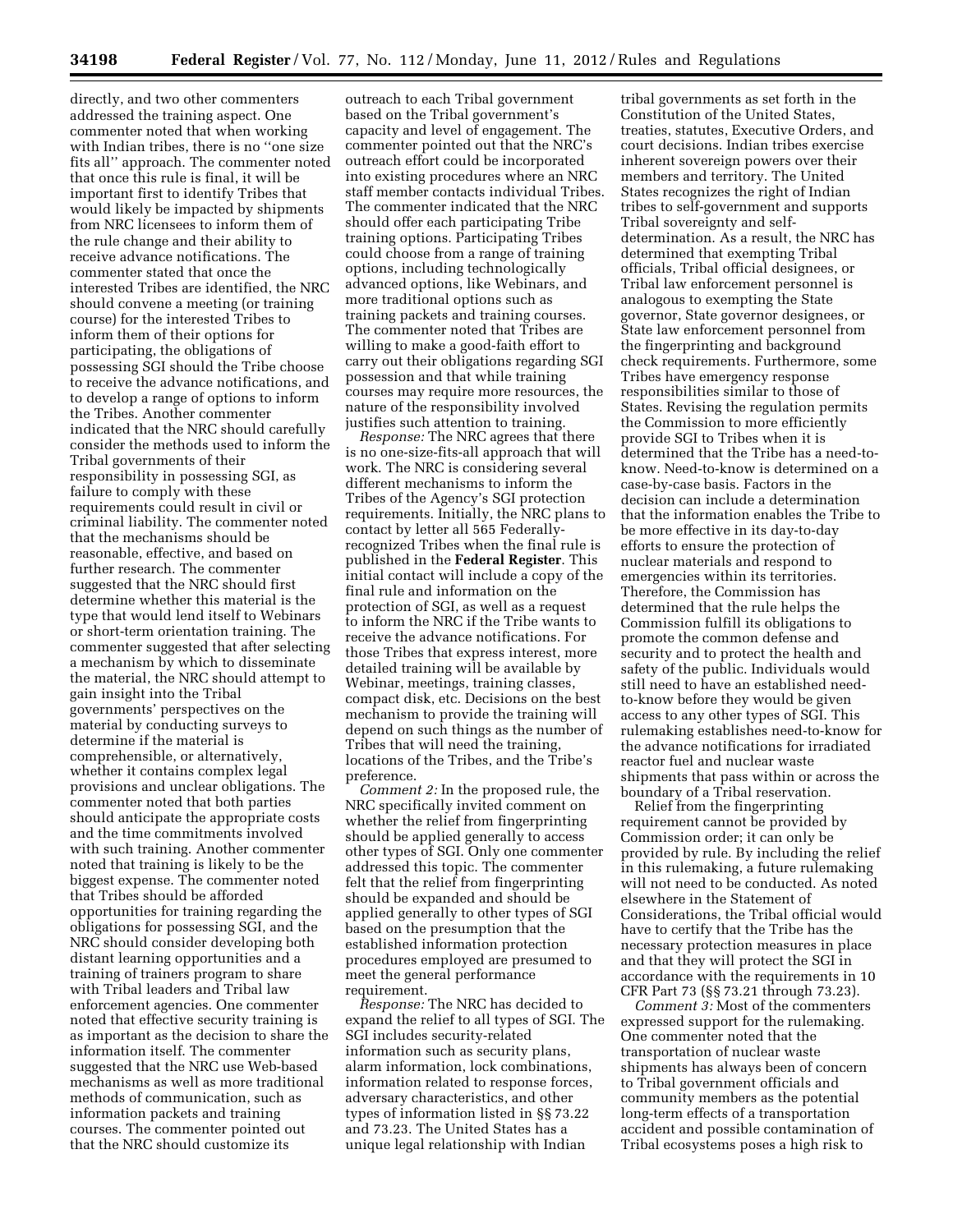directly, and two other commenters addressed the training aspect. One commenter noted that when working with Indian tribes, there is no ''one size fits all'' approach. The commenter noted that once this rule is final, it will be important first to identify Tribes that would likely be impacted by shipments from NRC licensees to inform them of the rule change and their ability to receive advance notifications. The commenter stated that once the interested Tribes are identified, the NRC should convene a meeting (or training course) for the interested Tribes to inform them of their options for participating, the obligations of possessing SGI should the Tribe choose to receive the advance notifications, and to develop a range of options to inform the Tribes. Another commenter indicated that the NRC should carefully consider the methods used to inform the Tribal governments of their responsibility in possessing SGI, as failure to comply with these requirements could result in civil or criminal liability. The commenter noted that the mechanisms should be reasonable, effective, and based on further research. The commenter suggested that the NRC should first determine whether this material is the type that would lend itself to Webinars or short-term orientation training. The commenter suggested that after selecting a mechanism by which to disseminate the material, the NRC should attempt to gain insight into the Tribal governments' perspectives on the material by conducting surveys to determine if the material is comprehensible, or alternatively, whether it contains complex legal provisions and unclear obligations. The commenter noted that both parties should anticipate the appropriate costs and the time commitments involved with such training. Another commenter noted that training is likely to be the biggest expense. The commenter noted that Tribes should be afforded opportunities for training regarding the obligations for possessing SGI, and the NRC should consider developing both distant learning opportunities and a training of trainers program to share with Tribal leaders and Tribal law enforcement agencies. One commenter noted that effective security training is as important as the decision to share the information itself. The commenter suggested that the NRC use Web-based mechanisms as well as more traditional methods of communication, such as information packets and training courses. The commenter pointed out that the NRC should customize its outreach to each Tribal government based on the Tribal government's capacity and level of engagement. The commenter pointed out that the NRC's outreach effort could be incorporated into existing procedures where an NRC staff member contacts individual Tribes. The commenter indicated that the NRC should offer each participating Tribe training options. Participating Tribes could choose from a range of training options, including technologically advanced options, like Webinars, and more traditional options such as training packets and training courses. The commenter noted that Tribes are willing to make a good-faith effort to carry out their obligations regarding SGI possession and that while training courses may require more resources, the nature of the responsibility involved justifies such attention to training.

*Response:* The NRC agrees that there is no one-size-fits-all approach that will work. The NRC is considering several different mechanisms to inform the Tribes of the Agency's SGI protection requirements. Initially, the NRC plans to contact by letter all 565 Federally-recognized Tribes when the final rule is published in the **Federal Register**. This initial contact will include a copy of the final rule and information on the protection of SGI, as well as a request to inform the NRC if the Tribe wants to receive the advance notifications. For those Tribes that express interest, more detailed training will be available by Webinar, meetings, training classes, compact disk, etc. Decisions on the best mechanism to provide the training will depend on such things as the number of Tribes that will need the training, locations of the Tribes, and the Tribe's preference.

*Comment 2:* In the proposed rule, the NRC specifically invited comment on whether the relief from fingerprinting should be applied generally to access other types of SGI. Only one commenter addressed this topic. The commenter felt that the relief from fingerprinting should be expanded and should be applied generally to other types of SGI based on the presumption that the established information protection procedures employed are presumed to meet the general performance requirement.

*Response:* The NRC has decided to expand the relief to all types of SGI. The SGI includes security-related information such as security plans, alarm information, lock combinations, information related to response forces, adversary characteristics, and other types of information listed in §§ 73.22 and 73.23. The United States has a unique legal relationship with Indian tribal governments as set forth in the Constitution of the United States, treaties, statutes, Executive Orders, and court decisions. Indian tribes exercise inherent sovereign powers over their members and territory. The United States recognizes the right of Indian tribes to self-government and supports Tribal sovereignty and self-determination. As a result, the NRC has determined that exempting Tribal officials, Tribal official designees, or Tribal law enforcement personnel is analogous to exempting the State governor, State governor designees, or State law enforcement personnel from the fingerprinting and background check requirements. Furthermore, some Tribes have emergency response responsibilities similar to those of States. Revising the regulation permits the Commission to more efficiently provide SGI to Tribes when it is determined that the Tribe has a need-to-know. Need-to-know is determined on a case-by-case basis. Factors in the decision can include a determination that the information enables the Tribe to be more effective in its day-to-day efforts to ensure the protection of nuclear materials and respond to emergencies within its territories. Therefore, the Commission has determined that the rule helps the Commission fulfill its obligations to promote the common defense and security and to protect the health and safety of the public. Individuals would still need to have an established need-to-know before they would be given access to any other types of SGI. This rulemaking establishes need-to-know for the advance notifications for irradiated reactor fuel and nuclear waste shipments that pass within or across the boundary of a Tribal reservation.

Relief from the fingerprinting requirement cannot be provided by Commission order; it can only be provided by rule. By including the relief in this rulemaking, a future rulemaking will not need to be conducted. As noted elsewhere in the Statement of Considerations, the Tribal official would have to certify that the Tribe has the necessary protection measures in place and that they will protect the SGI in accordance with the requirements in 10 CFR Part 73 (§§ 73.21 through 73.23).

*Comment 3:* Most of the commenters expressed support for the rulemaking. One commenter noted that the transportation of nuclear waste shipments has always been of concern to Tribal government officials and community members as the potential long-term effects of a transportation accident and possible contamination of Tribal ecosystems poses a high risk to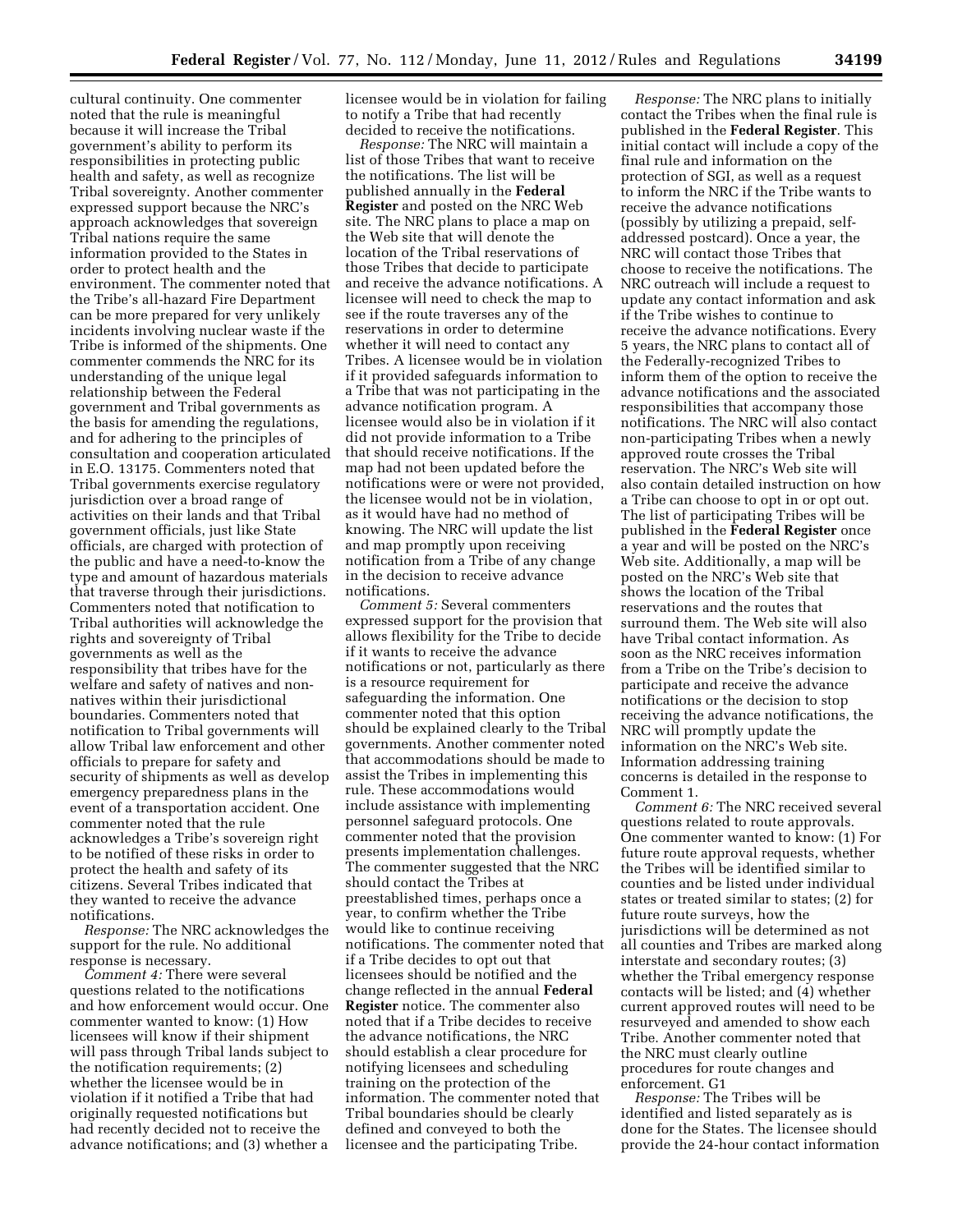cultural continuity. One commenter noted that the rule is meaningful because it will increase the Tribal government's ability to perform its responsibilities in protecting public health and safety, as well as recognize Tribal sovereignty. Another commenter expressed support because the NRC's approach acknowledges that sovereign Tribal nations require the same information provided to the States in order to protect health and the environment. The commenter noted that the Tribe's all-hazard Fire Department can be more prepared for very unlikely incidents involving nuclear waste if the Tribe is informed of the shipments. One commenter commends the NRC for its understanding of the unique legal relationship between the Federal government and Tribal governments as the basis for amending the regulations, and for adhering to the principles of consultation and cooperation articulated in E.O. 13175. Commenters noted that Tribal governments exercise regulatory jurisdiction over a broad range of activities on their lands and that Tribal government officials, just like State officials, are charged with protection of the public and have a need-to-know the type and amount of hazardous materials that traverse through their jurisdictions. Commenters noted that notification to Tribal authorities will acknowledge the rights and sovereignty of Tribal governments as well as the responsibility that tribes have for the welfare and safety of natives and non-natives within their jurisdictional boundaries. Commenters noted that notification to Tribal governments will allow Tribal law enforcement and other officials to prepare for safety and security of shipments as well as develop emergency preparedness plans in the event of a transportation accident. One commenter noted that the rule acknowledges a Tribe's sovereign right to be notified of these risks in order to protect the health and safety of its citizens. Several Tribes indicated that they wanted to receive the advance notifications.

*Response:* The NRC acknowledges the support for the rule. No additional response is necessary.

*Comment 4:* There were several questions related to the notifications and how enforcement would occur. One commenter wanted to know: (1) How licensees will know if their shipment will pass through Tribal lands subject to the notification requirements; (2) whether the licensee would be in violation if it notified a Tribe that had originally requested notifications but had recently decided not to receive the advance notifications; and (3) whether a licensee would be in violation for failing to notify a Tribe that had recently decided to receive the notifications.

*Response:* The NRC will maintain a list of those Tribes that want to receive the notifications. The list will be published annually in the **Federal Register** and posted on the NRC Web site. The NRC plans to place a map on the Web site that will denote the location of the Tribal reservations of those Tribes that decide to participate and receive the advance notifications. A licensee will need to check the map to see if the route traverses any of the reservations in order to determine whether it will need to contact any Tribes. A licensee would be in violation if it provided safeguards information to a Tribe that was not participating in the advance notification program. A licensee would also be in violation if it did not provide information to a Tribe that should receive notifications. If the map had not been updated before the notifications were or were not provided, the licensee would not be in violation, as it would have had no method of knowing. The NRC will update the list and map promptly upon receiving notification from a Tribe of any change in the decision to receive advance notifications.

*Comment 5:* Several commenters expressed support for the provision that allows flexibility for the Tribe to decide if it wants to receive the advance notifications or not, particularly as there is a resource requirement for safeguarding the information. One commenter noted that this option should be explained clearly to the Tribal governments. Another commenter noted that accommodations should be made to assist the Tribes in implementing this rule. These accommodations would include assistance with implementing personnel safeguard protocols. One commenter noted that the provision presents implementation challenges. The commenter suggested that the NRC should contact the Tribes at preestablished times, perhaps once a year, to confirm whether the Tribe would like to continue receiving notifications. The commenter noted that if a Tribe decides to opt out that licensees should be notified and the change reflected in the annual **Federal Register** notice. The commenter also noted that if a Tribe decides to receive the advance notifications, the NRC should establish a clear procedure for notifying licensees and scheduling training on the protection of the information. The commenter noted that Tribal boundaries should be clearly defined and conveyed to both the licensee and the participating Tribe.

*Response:* The NRC plans to initially contact the Tribes when the final rule is published in the **Federal Register**. This initial contact will include a copy of the final rule and information on the protection of SGI, as well as a request to inform the NRC if the Tribe wants to receive the advance notifications (possibly by utilizing a prepaid, self-addressed postcard). Once a year, the NRC will contact those Tribes that choose to receive the notifications. The NRC outreach will include a request to update any contact information and ask if the Tribe wishes to continue to receive the advance notifications. Every 5 years, the NRC plans to contact all of the Federally-recognized Tribes to inform them of the option to receive the advance notifications and the associated responsibilities that accompany those notifications. The NRC will also contact non-participating Tribes when a newly approved route crosses the Tribal reservation. The NRC's Web site will also contain detailed instruction on how a Tribe can choose to opt in or opt out. The list of participating Tribes will be published in the **Federal Register** once a year and will be posted on the NRC's Web site. Additionally, a map will be posted on the NRC's Web site that shows the location of the Tribal reservations and the routes that surround them. The Web site will also have Tribal contact information. As soon as the NRC receives information from a Tribe on the Tribe's decision to participate and receive the advance notifications or the decision to stop receiving the advance notifications, the NRC will promptly update the information on the NRC's Web site. Information addressing training concerns is detailed in the response to Comment 1.

*Comment 6:* The NRC received several questions related to route approvals. One commenter wanted to know: (1) For future route approval requests, whether the Tribes will be identified similar to counties and be listed under individual states or treated similar to states; (2) for future route surveys, how the jurisdictions will be determined as not all counties and Tribes are marked along interstate and secondary routes; (3) whether the Tribal emergency response contacts will be listed; and (4) whether current approved routes will need to be resurveyed and amended to show each Tribe. Another commenter noted that the NRC must clearly outline procedures for route changes and enforcement. G1

*Response:* The Tribes will be identified and listed separately as is done for the States. The licensee should provide the 24-hour contact information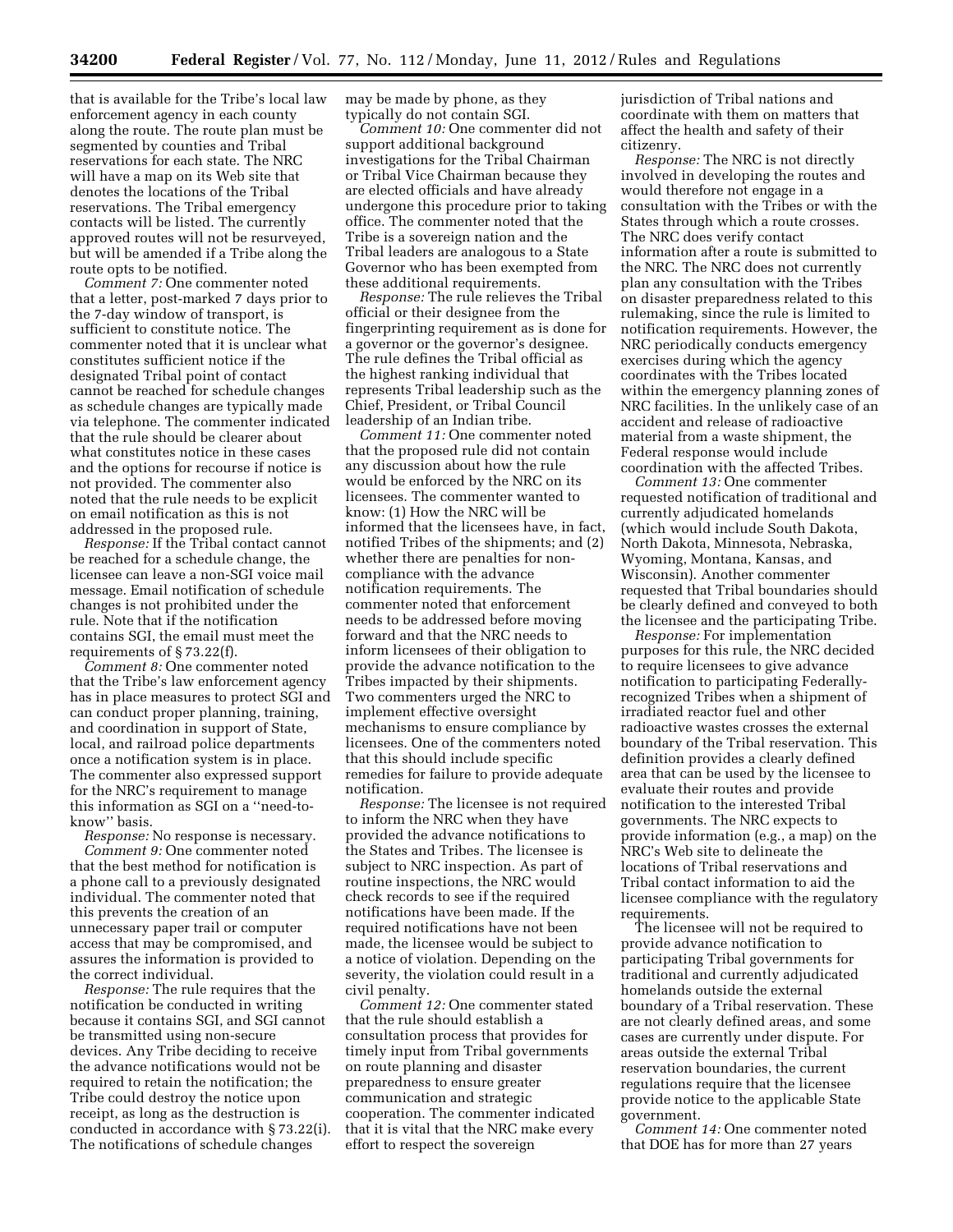that is available for the Tribe's local law enforcement agency in each county along the route. The route plan must be segmented by counties and Tribal reservations for each state. The NRC will have a map on its Web site that denotes the locations of the Tribal reservations. The Tribal emergency contacts will be listed. The currently approved routes will not be resurveyed, but will be amended if a Tribe along the route opts to be notified.

*Comment 7:* One commenter noted that a letter, post-marked 7 days prior to the 7-day window of transport, is sufficient to constitute notice. The commenter noted that it is unclear what constitutes sufficient notice if the designated Tribal point of contact cannot be reached for schedule changes as schedule changes are typically made via telephone. The commenter indicated that the rule should be clearer about what constitutes notice in these cases and the options for recourse if notice is not provided. The commenter also noted that the rule needs to be explicit on email notification as this is not addressed in the proposed rule.

*Response:* If the Tribal contact cannot be reached for a schedule change, the licensee can leave a non-SGI voice mail message. Email notification of schedule changes is not prohibited under the rule. Note that if the notification contains SGI, the email must meet the requirements of § 73.22(f).

*Comment 8:* One commenter noted that the Tribe's law enforcement agency has in place measures to protect SGI and can conduct proper planning, training, and coordination in support of State, local, and railroad police departments once a notification system is in place. The commenter also expressed support for the NRC's requirement to manage this information as SGI on a ''need-to-know'' basis.

*Response:* No response is necessary.

*Comment 9:* One commenter noted that the best method for notification is a phone call to a previously designated individual. The commenter noted that this prevents the creation of an unnecessary paper trail or computer access that may be compromised, and assures the information is provided to the correct individual.

*Response:* The rule requires that the notification be conducted in writing because it contains SGI, and SGI cannot be transmitted using non-secure devices. Any Tribe deciding to receive the advance notifications would not be required to retain the notification; the Tribe could destroy the notice upon receipt, as long as the destruction is conducted in accordance with § 73.22(i). The notifications of schedule changes may be made by phone, as they typically do not contain SGI.

*Comment 10:* One commenter did not support additional background investigations for the Tribal Chairman or Tribal Vice Chairman because they are elected officials and have already undergone this procedure prior to taking office. The commenter noted that the Tribe is a sovereign nation and the Tribal leaders are analogous to a State Governor who has been exempted from these additional requirements.

*Response:* The rule relieves the Tribal official or their designee from the fingerprinting requirement as is done for a governor or the governor's designee. The rule defines the Tribal official as the highest ranking individual that represents Tribal leadership such as the Chief, President, or Tribal Council leadership of an Indian tribe.

*Comment 11:* One commenter noted that the proposed rule did not contain any discussion about how the rule would be enforced by the NRC on its licensees. The commenter wanted to know: (1) How the NRC will be informed that the licensees have, in fact, notified Tribes of the shipments; and (2) whether there are penalties for non-compliance with the advance notification requirements. The commenter noted that enforcement needs to be addressed before moving forward and that the NRC needs to inform licensees of their obligation to provide the advance notification to the Tribes impacted by their shipments. Two commenters urged the NRC to implement effective oversight mechanisms to ensure compliance by licensees. One of the commenters noted that this should include specific remedies for failure to provide adequate notification.

*Response:* The licensee is not required to inform the NRC when they have provided the advance notifications to the States and Tribes. The licensee is subject to NRC inspection. As part of routine inspections, the NRC would check records to see if the required notifications have been made. If the required notifications have not been made, the licensee would be subject to a notice of violation. Depending on the severity, the violation could result in a civil penalty.

*Comment 12:* One commenter stated that the rule should establish a consultation process that provides for timely input from Tribal governments on route planning and disaster preparedness to ensure greater communication and strategic cooperation. The commenter indicated that it is vital that the NRC make every effort to respect the sovereign jurisdiction of Tribal nations and coordinate with them on matters that affect the health and safety of their citizenry.

*Response:* The NRC is not directly involved in developing the routes and would therefore not engage in a consultation with the Tribes or with the States through which a route crosses. The NRC does verify contact information after a route is submitted to the NRC. The NRC does not currently plan any consultation with the Tribes on disaster preparedness related to this rulemaking, since the rule is limited to notification requirements. However, the NRC periodically conducts emergency exercises during which the agency coordinates with the Tribes located within the emergency planning zones of NRC facilities. In the unlikely case of an accident and release of radioactive material from a waste shipment, the Federal response would include coordination with the affected Tribes.

*Comment 13:* One commenter requested notification of traditional and currently adjudicated homelands (which would include South Dakota, North Dakota, Minnesota, Nebraska, Wyoming, Montana, Kansas, and Wisconsin). Another commenter requested that Tribal boundaries should be clearly defined and conveyed to both the licensee and the participating Tribe.

*Response:* For implementation purposes for this rule, the NRC decided to require licensees to give advance notification to participating Federally-recognized Tribes when a shipment of irradiated reactor fuel and other radioactive wastes crosses the external boundary of the Tribal reservation. This definition provides a clearly defined area that can be used by the licensee to evaluate their routes and provide notification to the interested Tribal governments. The NRC expects to provide information (e.g., a map) on the NRC's Web site to delineate the locations of Tribal reservations and Tribal contact information to aid the licensee compliance with the regulatory requirements.

The licensee will not be required to provide advance notification to participating Tribal governments for traditional and currently adjudicated homelands outside the external boundary of a Tribal reservation. These are not clearly defined areas, and some cases are currently under dispute. For areas outside the external Tribal reservation boundaries, the current regulations require that the licensee provide notice to the applicable State government.

*Comment 14:* One commenter noted that DOE has for more than 27 years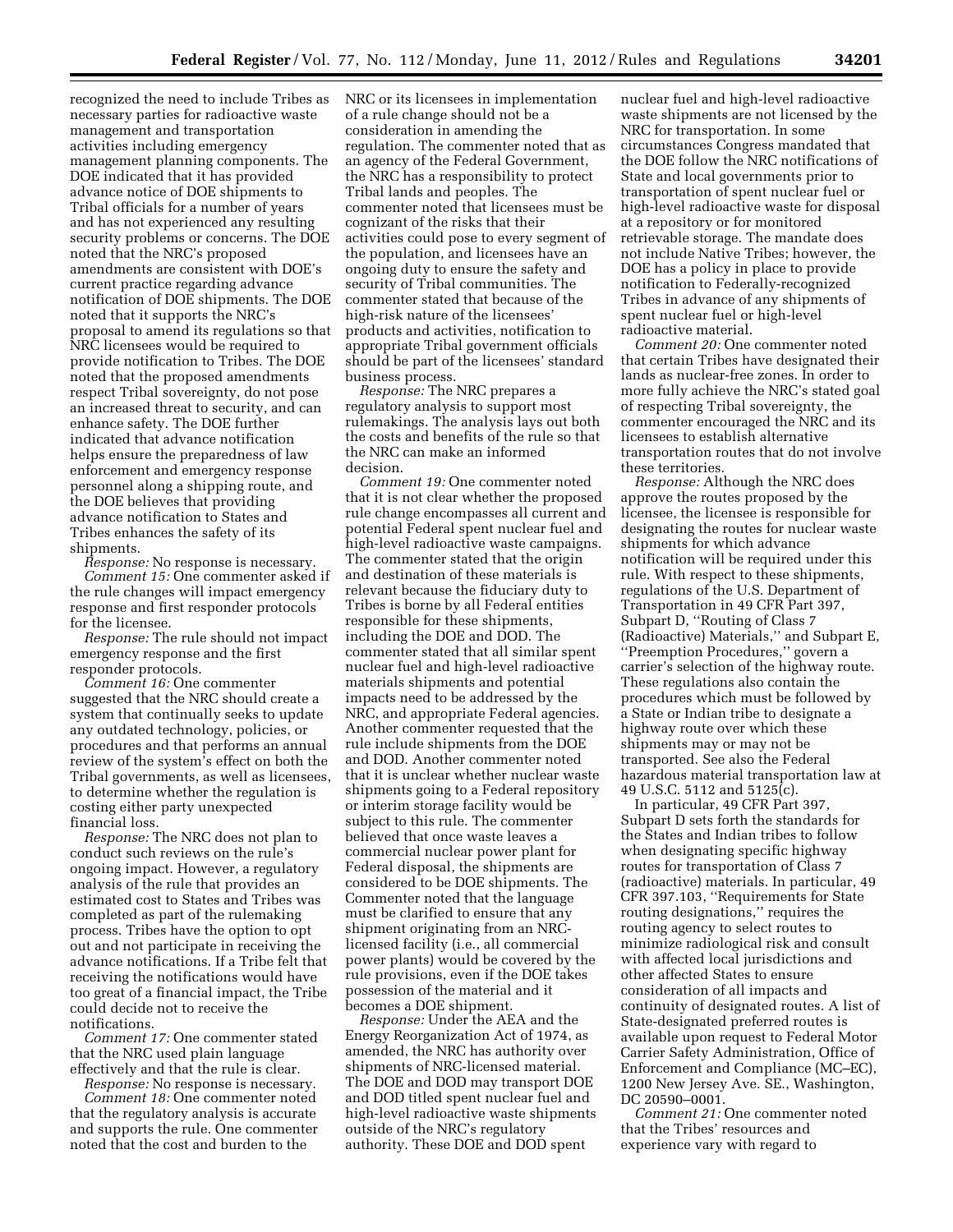recognized the need to include Tribes as necessary parties for radioactive waste management and transportation activities including emergency management planning components. The DOE indicated that it has provided advance notice of DOE shipments to Tribal officials for a number of years and has not experienced any resulting security problems or concerns. The DOE noted that the NRC's proposed amendments are consistent with DOE's current practice regarding advance notification of DOE shipments. The DOE noted that it supports the NRC's proposal to amend its regulations so that NRC licensees would be required to provide notification to Tribes. The DOE noted that the proposed amendments respect Tribal sovereignty, do not pose an increased threat to security, and can enhance safety. The DOE further indicated that advance notification helps ensure the preparedness of law enforcement and emergency response personnel along a shipping route, and the DOE believes that providing advance notification to States and Tribes enhances the safety of its shipments.

*Response:* No response is necessary.

*Comment 15:* One commenter asked if the rule changes will impact emergency response and first responder protocols for the licensee.

*Response:* The rule should not impact emergency response and the first responder protocols.

*Comment 16:* One commenter suggested that the NRC should create a system that continually seeks to update any outdated technology, policies, or procedures and that performs an annual review of the system's effect on both the Tribal governments, as well as licensees, to determine whether the regulation is costing either party unexpected financial loss.

*Response:* The NRC does not plan to conduct such reviews on the rule's ongoing impact. However, a regulatory analysis of the rule that provides an estimated cost to States and Tribes was completed as part of the rulemaking process. Tribes have the option to opt out and not participate in receiving the advance notifications. If a Tribe felt that receiving the notifications would have too great of a financial impact, the Tribe could decide not to receive the notifications.

*Comment 17:* One commenter stated that the NRC used plain language effectively and that the rule is clear.

*Response:* No response is necessary.

*Comment 18:* One commenter noted that the regulatory analysis is accurate and supports the rule. One commenter noted that the cost and burden to the NRC or its licensees in implementation of a rule change should not be a consideration in amending the regulation. The commenter noted that as an agency of the Federal Government, the NRC has a responsibility to protect Tribal lands and peoples. The commenter noted that licensees must be cognizant of the risks that their activities could pose to every segment of the population, and licensees have an ongoing duty to ensure the safety and security of Tribal communities. The commenter stated that because of the high-risk nature of the licensees' products and activities, notification to appropriate Tribal government officials should be part of the licensees' standard business process.

*Response:* The NRC prepares a regulatory analysis to support most rulemakings. The analysis lays out both the costs and benefits of the rule so that the NRC can make an informed decision.

*Comment 19:* One commenter noted that it is not clear whether the proposed rule change encompasses all current and potential Federal spent nuclear fuel and high-level radioactive waste campaigns. The commenter stated that the origin and destination of these materials is relevant because the fiduciary duty to Tribes is borne by all Federal entities responsible for these shipments, including the DOE and DOD. The commenter stated that all similar spent nuclear fuel and high-level radioactive materials shipments and potential impacts need to be addressed by the NRC, and appropriate Federal agencies. Another commenter requested that the rule include shipments from the DOE and DOD. Another commenter noted that it is unclear whether nuclear waste shipments going to a Federal repository or interim storage facility would be subject to this rule. The commenter believed that once waste leaves a commercial nuclear power plant for Federal disposal, the shipments are considered to be DOE shipments. The Commenter noted that the language must be clarified to ensure that any shipment originating from an NRC-licensed facility (i.e., all commercial power plants) would be covered by the rule provisions, even if the DOE takes possession of the material and it becomes a DOE shipment.

*Response:* Under the AEA and the Energy Reorganization Act of 1974, as amended, the NRC has authority over shipments of NRC-licensed material. The DOE and DOD may transport DOE and DOD titled spent nuclear fuel and high-level radioactive waste shipments outside of the NRC's regulatory authority. These DOE and DOD spent nuclear fuel and high-level radioactive waste shipments are not licensed by the NRC for transportation. In some circumstances Congress mandated that the DOE follow the NRC notifications of State and local governments prior to transportation of spent nuclear fuel or high-level radioactive waste for disposal at a repository or for monitored retrievable storage. The mandate does not include Native Tribes; however, the DOE has a policy in place to provide notification to Federally-recognized Tribes in advance of any shipments of spent nuclear fuel or high-level radioactive material.

*Comment 20:* One commenter noted that certain Tribes have designated their lands as nuclear-free zones. In order to more fully achieve the NRC's stated goal of respecting Tribal sovereignty, the commenter encouraged the NRC and its licensees to establish alternative transportation routes that do not involve these territories.

*Response:* Although the NRC does approve the routes proposed by the licensee, the licensee is responsible for designating the routes for nuclear waste shipments for which advance notification will be required under this rule. With respect to these shipments, regulations of the U.S. Department of Transportation in 49 CFR Part 397, Subpart D, ''Routing of Class 7 (Radioactive) Materials,'' and Subpart E, ''Preemption Procedures,'' govern a carrier's selection of the highway route. These regulations also contain the procedures which must be followed by a State or Indian tribe to designate a highway route over which these shipments may or may not be transported. See also the Federal hazardous material transportation law at 49 U.S.C. 5112 and 5125(c).

In particular, 49 CFR Part 397, Subpart D sets forth the standards for the States and Indian tribes to follow when designating specific highway routes for transportation of Class 7 (radioactive) materials. In particular, 49 CFR 397.103, ''Requirements for State routing designations,'' requires the routing agency to select routes to minimize radiological risk and consult with affected local jurisdictions and other affected States to ensure consideration of all impacts and continuity of designated routes. A list of State-designated preferred routes is available upon request to Federal Motor Carrier Safety Administration, Office of Enforcement and Compliance (MC–EC), 1200 New Jersey Ave. SE., Washington, DC 20590–0001.

*Comment 21:* One commenter noted that the Tribes' resources and experience vary with regard to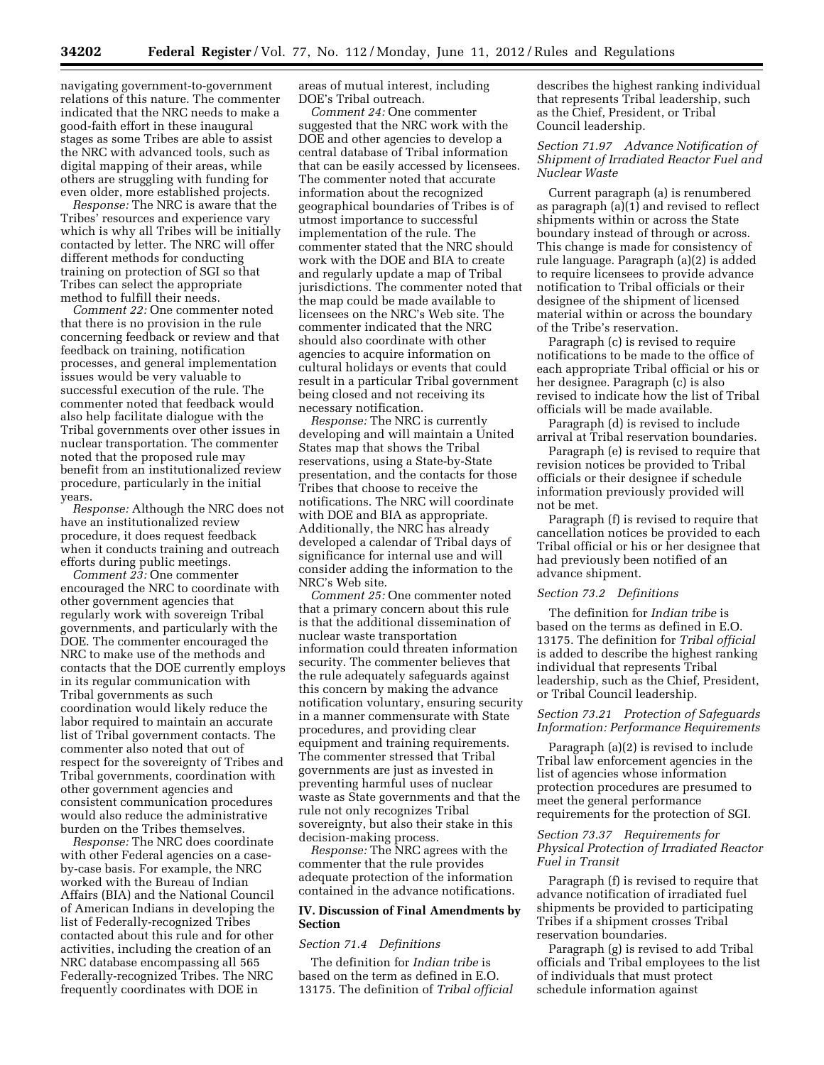navigating government-to-government relations of this nature. The commenter indicated that the NRC needs to make a good-faith effort in these inaugural stages as some Tribes are able to assist the NRC with advanced tools, such as digital mapping of their areas, while others are struggling with funding for even older, more established projects.

*Response:* The NRC is aware that the Tribes' resources and experience vary which is why all Tribes will be initially contacted by letter. The NRC will offer different methods for conducting training on protection of SGI so that Tribes can select the appropriate method to fulfill their needs.

*Comment 22:* One commenter noted that there is no provision in the rule concerning feedback or review and that feedback on training, notification processes, and general implementation issues would be very valuable to successful execution of the rule. The commenter noted that feedback would also help facilitate dialogue with the Tribal governments over other issues in nuclear transportation. The commenter noted that the proposed rule may benefit from an institutionalized review procedure, particularly in the initial years.

*Response:* Although the NRC does not have an institutionalized review procedure, it does request feedback when it conducts training and outreach efforts during public meetings.

*Comment 23:* One commenter encouraged the NRC to coordinate with other government agencies that regularly work with sovereign Tribal governments, and particularly with the DOE. The commenter encouraged the NRC to make use of the methods and contacts that the DOE currently employs in its regular communication with Tribal governments as such coordination would likely reduce the labor required to maintain an accurate list of Tribal government contacts. The commenter also noted that out of respect for the sovereignty of Tribes and Tribal governments, coordination with other government agencies and consistent communication procedures would also reduce the administrative burden on the Tribes themselves.

*Response:* The NRC does coordinate with other Federal agencies on a case-by-case basis. For example, the NRC worked with the Bureau of Indian Affairs (BIA) and the National Council of American Indians in developing the list of Federally-recognized Tribes contacted about this rule and for other activities, including the creation of an NRC database encompassing all 565 Federally-recognized Tribes. The NRC frequently coordinates with DOE in areas of mutual interest, including DOE's Tribal outreach.

*Comment 24:* One commenter suggested that the NRC work with the DOE and other agencies to develop a central database of Tribal information that can be easily accessed by licensees. The commenter noted that accurate information about the recognized geographical boundaries of Tribes is of utmost importance to successful implementation of the rule. The commenter stated that the NRC should work with the DOE and BIA to create and regularly update a map of Tribal jurisdictions. The commenter noted that the map could be made available to licensees on the NRC's Web site. The commenter indicated that the NRC should also coordinate with other agencies to acquire information on cultural holidays or events that could result in a particular Tribal government being closed and not receiving its necessary notification.

*Response:* The NRC is currently developing and will maintain a United States map that shows the Tribal reservations, using a State-by-State presentation, and the contacts for those Tribes that choose to receive the notifications. The NRC will coordinate with DOE and BIA as appropriate. Additionally, the NRC has already developed a calendar of Tribal days of significance for internal use and will consider adding the information to the NRC's Web site.

*Comment 25:* One commenter noted that a primary concern about this rule is that the additional dissemination of nuclear waste transportation information could threaten information security. The commenter believes that the rule adequately safeguards against this concern by making the advance notification voluntary, ensuring security in a manner commensurate with State procedures, and providing clear equipment and training requirements. The commenter stressed that Tribal governments are just as invested in preventing harmful uses of nuclear waste as State governments and that the rule not only recognizes Tribal sovereignty, but also their stake in this decision-making process.

*Response:* The NRC agrees with the commenter that the rule provides adequate protection of the information contained in the advance notifications.

## IV. Discussion of Final Amendments by Section

*Section 71.4 Definitions*

The definition for *Indian tribe* is based on the term as defined in E.O. 13175. The definition of *Tribal official* describes the highest ranking individual that represents Tribal leadership, such as the Chief, President, or Tribal Council leadership.

*Section 71.97 Advance Notification of Shipment of Irradiated Reactor Fuel and Nuclear Waste*

Current paragraph (a) is renumbered as paragraph (a)(1) and revised to reflect shipments within or across the State boundary instead of through or across. This change is made for consistency of rule language. Paragraph (a)(2) is added to require licensees to provide advance notification to Tribal officials or their designee of the shipment of licensed material within or across the boundary of the Tribe's reservation.

Paragraph (c) is revised to require notifications to be made to the office of each appropriate Tribal official or his or her designee. Paragraph (c) is also revised to indicate how the list of Tribal officials will be made available.

Paragraph (d) is revised to include arrival at Tribal reservation boundaries.

Paragraph (e) is revised to require that revision notices be provided to Tribal officials or their designee if schedule information previously provided will not be met.

Paragraph (f) is revised to require that cancellation notices be provided to each Tribal official or his or her designee that had previously been notified of an advance shipment.

*Section 73.2 Definitions*

The definition for *Indian tribe* is based on the terms as defined in E.O. 13175. The definition for *Tribal official* is added to describe the highest ranking individual that represents Tribal leadership, such as the Chief, President, or Tribal Council leadership.

*Section 73.21 Protection of Safeguards Information: Performance Requirements*

Paragraph (a)(2) is revised to include Tribal law enforcement agencies in the list of agencies whose information protection procedures are presumed to meet the general performance requirements for the protection of SGI.

*Section 73.37 Requirements for Physical Protection of Irradiated Reactor Fuel in Transit*

Paragraph (f) is revised to require that advance notification of irradiated fuel shipments be provided to participating Tribes if a shipment crosses Tribal reservation boundaries.

Paragraph (g) is revised to add Tribal officials and Tribal employees to the list of individuals that must protect schedule information against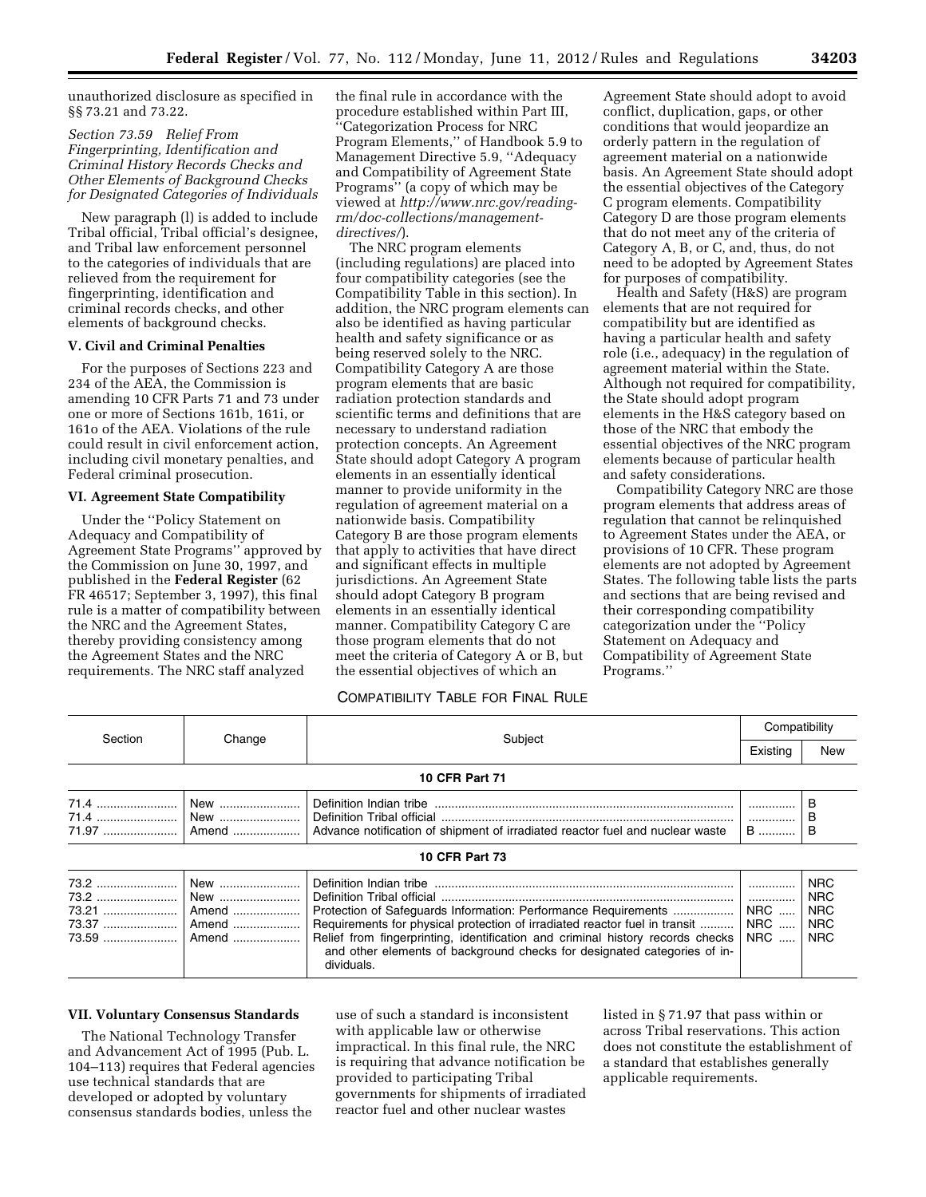unauthorized disclosure as specified in §§ 73.21 and 73.22.

*Section 73.59 Relief From Fingerprinting, Identification and Criminal History Records Checks and Other Elements of Background Checks for Designated Categories of Individuals*

New paragraph (l) is added to include Tribal official, Tribal official's designee, and Tribal law enforcement personnel to the categories of individuals that are relieved from the requirement for fingerprinting, identification and criminal records checks, and other elements of background checks.

## V. Civil and Criminal Penalties

For the purposes of Sections 223 and 234 of the AEA, the Commission is amending 10 CFR Parts 71 and 73 under one or more of Sections 161b, 161i, or 161o of the AEA. Violations of the rule could result in civil enforcement action, including civil monetary penalties, and Federal criminal prosecution.

## VI. Agreement State Compatibility

Under the ''Policy Statement on Adequacy and Compatibility of Agreement State Programs'' approved by the Commission on June 30, 1997, and published in the **Federal Register** (62 FR 46517; September 3, 1997), this final rule is a matter of compatibility between the NRC and the Agreement States, thereby providing consistency among the Agreement States and the NRC requirements. The NRC staff analyzed the final rule in accordance with the procedure established within Part III, ''Categorization Process for NRC Program Elements,'' of Handbook 5.9 to Management Directive 5.9, ''Adequacy and Compatibility of Agreement State Programs'' (a copy of which may be viewed at *http://www.nrc.gov/reading-rm/doc-collections/management-directives/*).

The NRC program elements (including regulations) are placed into four compatibility categories (see the Compatibility Table in this section). In addition, the NRC program elements can also be identified as having particular health and safety significance or as being reserved solely to the NRC. Compatibility Category A are those program elements that are basic radiation protection standards and scientific terms and definitions that are necessary to understand radiation protection concepts. An Agreement State should adopt Category A program elements in an essentially identical manner to provide uniformity in the regulation of agreement material on a nationwide basis. Compatibility Category B are those program elements that apply to activities that have direct and significant effects in multiple jurisdictions. An Agreement State should adopt Category B program elements in an essentially identical manner. Compatibility Category C are those program elements that do not meet the criteria of Category A or B, but the essential objectives of which an Agreement State should adopt to avoid conflict, duplication, gaps, or other conditions that would jeopardize an orderly pattern in the regulation of agreement material on a nationwide basis. An Agreement State should adopt the essential objectives of the Category C program elements. Compatibility Category D are those program elements that do not meet any of the criteria of Category A, B, or C, and, thus, do not need to be adopted by Agreement States for purposes of compatibility.

Health and Safety (H&S) are program elements that are not required for compatibility but are identified as having a particular health and safety role (i.e., adequacy) in the regulation of agreement material within the State. Although not required for compatibility, the State should adopt program elements in the H&S category based on those of the NRC that embody the essential objectives of the NRC program elements because of particular health and safety considerations.

Compatibility Category NRC are those program elements that address areas of regulation that cannot be relinquished to Agreement States under the AEA, or provisions of 10 CFR. These program elements are not adopted by Agreement States. The following table lists the parts and sections that are being revised and their corresponding compatibility categorization under the ''Policy Statement on Adequacy and Compatibility of Agreement State Programs.''

COMPATIBILITY TABLE FOR FINAL RULE

| Section | Change | Subject | Compatibility | |
|---|---|---|---|---|
| | | | Existing | New |
| **10 CFR Part 71** | | | | |
| 71.4 | New | Definition Indian tribe | | B |
| 71.4 | New | Definition Tribal official | | B |
| 71.97 | Amend | Advance notification of shipment of irradiated reactor fuel and nuclear waste | B | B |
| **10 CFR Part 73** | | | | |
| 73.2 | New | Definition Indian tribe | | NRC |
| 73.2 | New | Definition Tribal official | | NRC |
| 73.21 | Amend | Protection of Safeguards Information: Performance Requirements | NRC | NRC |
| 73.37 | Amend | Requirements for physical protection of irradiated reactor fuel in transit | NRC | NRC |
| 73.59 | Amend | Relief from fingerprinting, identification and criminal history records checks and other elements of background checks for designated categories of individuals. | NRC | NRC |

## VII. Voluntary Consensus Standards

The National Technology Transfer and Advancement Act of 1995 (Pub. L. 104–113) requires that Federal agencies use technical standards that are developed or adopted by voluntary consensus standards bodies, unless the use of such a standard is inconsistent with applicable law or otherwise impractical. In this final rule, the NRC is requiring that advance notification be provided to participating Tribal governments for shipments of irradiated reactor fuel and other nuclear wastes listed in § 71.97 that pass within or across Tribal reservations. This action does not constitute the establishment of a standard that establishes generally applicable requirements.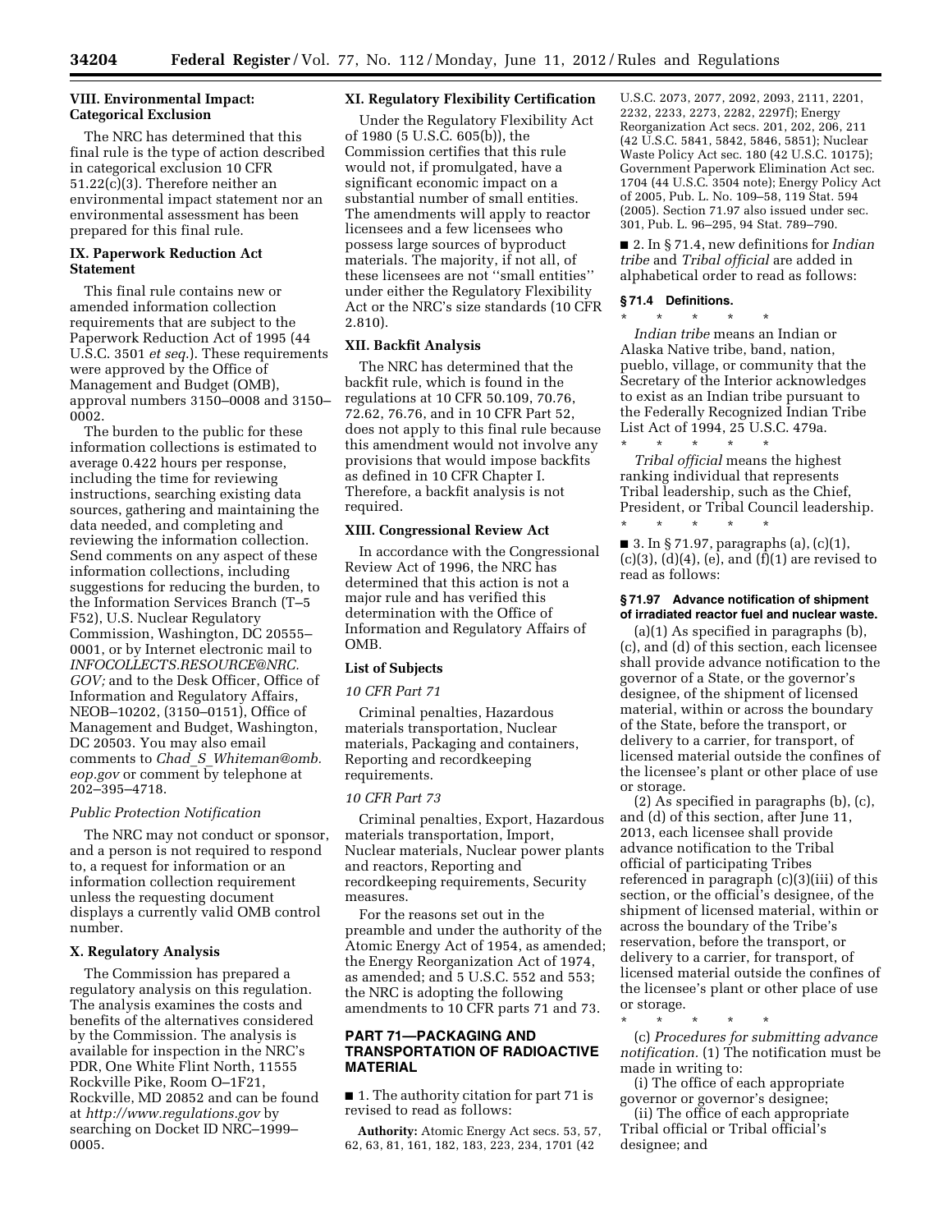### VIII. Environmental Impact: Categorical Exclusion

The NRC has determined that this final rule is the type of action described in categorical exclusion 10 CFR 51.22(c)(3). Therefore neither an environmental impact statement nor an environmental assessment has been prepared for this final rule.

### IX. Paperwork Reduction Act Statement

This final rule contains new or amended information collection requirements that are subject to the Paperwork Reduction Act of 1995 (44 U.S.C. 3501 *et seq.*). These requirements were approved by the Office of Management and Budget (OMB), approval numbers 3150–0008 and 3150–0002.

The burden to the public for these information collections is estimated to average 0.422 hours per response, including the time for reviewing instructions, searching existing data sources, gathering and maintaining the data needed, and completing and reviewing the information collection. Send comments on any aspect of these information collections, including suggestions for reducing the burden, to the Information Services Branch (T–5 F52), U.S. Nuclear Regulatory Commission, Washington, DC 20555–0001, or by Internet electronic mail to *INFOCOLLECTS.RESOURCE@NRC.GOV;* and to the Desk Officer, Office of Information and Regulatory Affairs, NEOB–10202, (3150–0151), Office of Management and Budget, Washington, DC 20503. You may also email comments to *Chad_S_Whiteman@omb.eop.gov* or comment by telephone at 202–395–4718.

#### *Public Protection Notification*

The NRC may not conduct or sponsor, and a person is not required to respond to, a request for information or an information collection requirement unless the requesting document displays a currently valid OMB control number.

### X. Regulatory Analysis

The Commission has prepared a regulatory analysis on this regulation. The analysis examines the costs and benefits of the alternatives considered by the Commission. The analysis is available for inspection in the NRC's PDR, One White Flint North, 11555 Rockville Pike, Room O–1F21, Rockville, MD 20852 and can be found at *http://www.regulations.gov* by searching on Docket ID NRC–1999–0005.

### XI. Regulatory Flexibility Certification

Under the Regulatory Flexibility Act of 1980 (5 U.S.C. 605(b)), the Commission certifies that this rule would not, if promulgated, have a significant economic impact on a substantial number of small entities. The amendments will apply to reactor licensees and a few licensees who possess large sources of byproduct materials. The majority, if not all, of these licensees are not ''small entities'' under either the Regulatory Flexibility Act or the NRC's size standards (10 CFR 2.810).

### XII. Backfit Analysis

The NRC has determined that the backfit rule, which is found in the regulations at 10 CFR 50.109, 70.76, 72.62, 76.76, and in 10 CFR Part 52, does not apply to this final rule because this amendment would not involve any provisions that would impose backfits as defined in 10 CFR Chapter I. Therefore, a backfit analysis is not required.

### XIII. Congressional Review Act

In accordance with the Congressional Review Act of 1996, the NRC has determined that this action is not a major rule and has verified this determination with the Office of Information and Regulatory Affairs of OMB.

### List of Subjects

#### *10 CFR Part 71*

Criminal penalties, Hazardous materials transportation, Nuclear materials, Packaging and containers, Reporting and recordkeeping requirements.

#### *10 CFR Part 73*

Criminal penalties, Export, Hazardous materials transportation, Import, Nuclear materials, Nuclear power plants and reactors, Reporting and recordkeeping requirements, Security measures.

For the reasons set out in the preamble and under the authority of the Atomic Energy Act of 1954, as amended; the Energy Reorganization Act of 1974, as amended; and 5 U.S.C. 552 and 553; the NRC is adopting the following amendments to 10 CFR parts 71 and 73.

## PART 71—PACKAGING AND TRANSPORTATION OF RADIOACTIVE MATERIAL

■ 1. The authority citation for part 71 is revised to read as follows:

**Authority:** Atomic Energy Act secs. 53, 57, 62, 63, 81, 161, 182, 183, 223, 234, 1701 (42 U.S.C. 2073, 2077, 2092, 2093, 2111, 2201, 2232, 2233, 2273, 2282, 2297f); Energy Reorganization Act secs. 201, 202, 206, 211 (42 U.S.C. 5841, 5842, 5846, 5851); Nuclear Waste Policy Act sec. 180 (42 U.S.C. 10175); Government Paperwork Elimination Act sec. 1704 (44 U.S.C. 3504 note); Energy Policy Act of 2005, Pub. L. No. 109–58, 119 Stat. 594 (2005). Section 71.97 also issued under sec. 301, Pub. L. 96–295, 94 Stat. 789–790.

■ 2. In § 71.4, new definitions for *Indian tribe* and *Tribal official* are added in alphabetical order to read as follows:

#### § 71.4 Definitions.

\* \* \* \* \*

*Indian tribe* means an Indian or Alaska Native tribe, band, nation, pueblo, village, or community that the Secretary of the Interior acknowledges to exist as an Indian tribe pursuant to the Federally Recognized Indian Tribe List Act of 1994, 25 U.S.C. 479a.

\* \* \* \* \*

*Tribal official* means the highest ranking individual that represents Tribal leadership, such as the Chief, President, or Tribal Council leadership.

\* \* \* \* \*

■ 3. In § 71.97, paragraphs (a), (c)(1), (c)(3), (d)(4), (e), and (f)(1) are revised to read as follows:

#### § 71.97 Advance notification of shipment of irradiated reactor fuel and nuclear waste.

(a)(1) As specified in paragraphs (b), (c), and (d) of this section, each licensee shall provide advance notification to the governor of a State, or the governor's designee, of the shipment of licensed material, within or across the boundary of the State, before the transport, or delivery to a carrier, for transport, of licensed material outside the confines of the licensee's plant or other place of use or storage.

(2) As specified in paragraphs (b), (c), and (d) of this section, after June 11, 2013, each licensee shall provide advance notification to the Tribal official of participating Tribes referenced in paragraph (c)(3)(iii) of this section, or the official's designee, of the shipment of licensed material, within or across the boundary of the Tribe's reservation, before the transport, or delivery to a carrier, for transport, of licensed material outside the confines of the licensee's plant or other place of use or storage.

\* \* \* \* \*

(c) *Procedures for submitting advance notification.* (1) The notification must be made in writing to:

(i) The office of each appropriate governor or governor's designee;

(ii) The office of each appropriate Tribal official or Tribal official's designee; and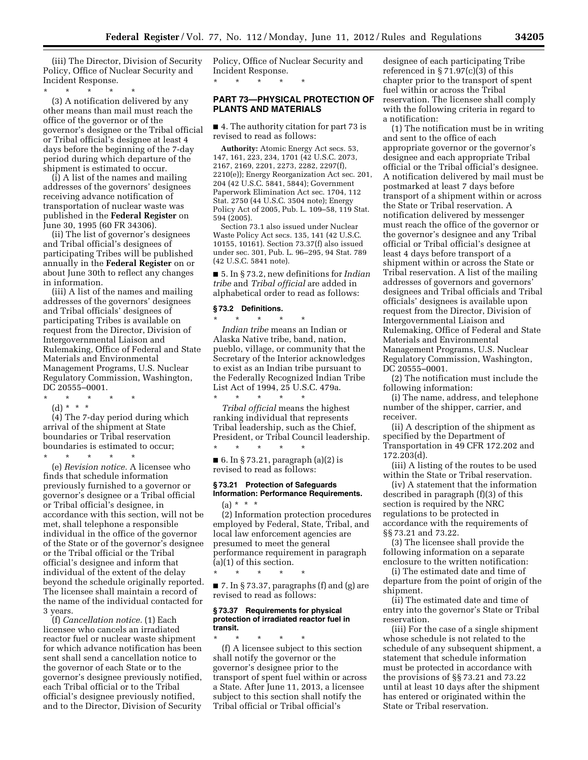(iii) The Director, Division of Security Policy, Office of Nuclear Security and Incident Response.

\* \* \* \* \*

(3) A notification delivered by any other means than mail must reach the office of the governor or of the governor's designee or the Tribal official or Tribal official's designee at least 4 days before the beginning of the 7-day period during which departure of the shipment is estimated to occur.

(i) A list of the names and mailing addresses of the governors' designees receiving advance notification of transportation of nuclear waste was published in the **Federal Register** on June 30, 1995 (60 FR 34306).

(ii) The list of governor's designees and Tribal official's designees of participating Tribes will be published annually in the **Federal Register** on or about June 30th to reflect any changes in information.

(iii) A list of the names and mailing addresses of the governors' designees and Tribal officials' designees of participating Tribes is available on request from the Director, Division of Intergovernmental Liaison and Rulemaking, Office of Federal and State Materials and Environmental Management Programs, U.S. Nuclear Regulatory Commission, Washington, DC 20555–0001.

\* \* \* \* \*

(d) \* \* \*

(4) The 7-day period during which arrival of the shipment at State boundaries or Tribal reservation boundaries is estimated to occur;

\* \* \* \* \*

(e) *Revision notice.* A licensee who finds that schedule information previously furnished to a governor or governor's designee or a Tribal official or Tribal official's designee, in accordance with this section, will not be met, shall telephone a responsible individual in the office of the governor of the State or of the governor's designee or the Tribal official or the Tribal official's designee and inform that individual of the extent of the delay beyond the schedule originally reported. The licensee shall maintain a record of the name of the individual contacted for 3 years.

(f) *Cancellation notice.* (1) Each licensee who cancels an irradiated reactor fuel or nuclear waste shipment for which advance notification has been sent shall send a cancellation notice to the governor of each State or to the governor's designee previously notified, each Tribal official or to the Tribal official's designee previously notified, and to the Director, Division of Security Policy, Office of Nuclear Security and Incident Response.

\* \* \* \* \*

## PART 73—PHYSICAL PROTECTION OF PLANTS AND MATERIALS

■ 4. The authority citation for part 73 is revised to read as follows:

**Authority:** Atomic Energy Act secs. 53, 147, 161, 223, 234, 1701 (42 U.S.C. 2073, 2167, 2169, 2201, 2273, 2282, 2297(f), 2210(e)); Energy Reorganization Act sec. 201, 204 (42 U.S.C. 5841, 5844); Government Paperwork Elimination Act sec. 1704, 112 Stat. 2750 (44 U.S.C. 3504 note); Energy Policy Act of 2005, Pub. L. 109–58, 119 Stat. 594 (2005).

Section 73.1 also issued under Nuclear Waste Policy Act secs. 135, 141 (42 U.S.C. 10155, 10161). Section 73.37(f) also issued under sec. 301, Pub. L. 96–295, 94 Stat. 789 (42 U.S.C. 5841 note).

■ 5. In § 73.2, new definitions for *Indian tribe* and *Tribal official* are added in alphabetical order to read as follows:

### § 73.2 Definitions.

\* \* \* \* \*

*Indian tribe* means an Indian or Alaska Native tribe, band, nation, pueblo, village, or community that the Secretary of the Interior acknowledges to exist as an Indian tribe pursuant to the Federally Recognized Indian Tribe List Act of 1994, 25 U.S.C. 479a.

\* \* \* \* \*

*Tribal official* means the highest ranking individual that represents Tribal leadership, such as the Chief, President, or Tribal Council leadership.

\* \* \* \* \*

■ 6. In § 73.21, paragraph (a)(2) is revised to read as follows:

### § 73.21 Protection of Safeguards Information: Performance Requirements.

(a) \* \* \*

(2) Information protection procedures employed by Federal, State, Tribal, and local law enforcement agencies are presumed to meet the general performance requirement in paragraph (a)(1) of this section.

\* \* \* \* \*

■ 7. In § 73.37, paragraphs (f) and (g) are revised to read as follows:

### § 73.37 Requirements for physical protection of irradiated reactor fuel in transit.

\* \* \* \* \*

(f) A licensee subject to this section shall notify the governor or the governor's designee prior to the transport of spent fuel within or across a State. After June 11, 2013, a licensee subject to this section shall notify the Tribal official or Tribal official's designee of each participating Tribe referenced in § 71.97(c)(3) of this chapter prior to the transport of spent fuel within or across the Tribal reservation. The licensee shall comply with the following criteria in regard to a notification:

(1) The notification must be in writing and sent to the office of each appropriate governor or the governor's designee and each appropriate Tribal official or the Tribal official's designee. A notification delivered by mail must be postmarked at least 7 days before transport of a shipment within or across the State or Tribal reservation. A notification delivered by messenger must reach the office of the governor or the governor's designee and any Tribal official or Tribal official's designee at least 4 days before transport of a shipment within or across the State or Tribal reservation. A list of the mailing addresses of governors and governors' designees and Tribal officials and Tribal officials' designees is available upon request from the Director, Division of Intergovernmental Liaison and Rulemaking, Office of Federal and State Materials and Environmental Management Programs, U.S. Nuclear Regulatory Commission, Washington, DC 20555–0001.

(2) The notification must include the following information:

(i) The name, address, and telephone number of the shipper, carrier, and receiver.

(ii) A description of the shipment as specified by the Department of Transportation in 49 CFR 172.202 and 172.203(d).

(iii) A listing of the routes to be used within the State or Tribal reservation.

(iv) A statement that the information described in paragraph (f)(3) of this section is required by the NRC regulations to be protected in accordance with the requirements of §§ 73.21 and 73.22.

(3) The licensee shall provide the following information on a separate enclosure to the written notification:

(i) The estimated date and time of departure from the point of origin of the shipment.

(ii) The estimated date and time of entry into the governor's State or Tribal reservation.

(iii) For the case of a single shipment whose schedule is not related to the schedule of any subsequent shipment, a statement that schedule information must be protected in accordance with the provisions of §§ 73.21 and 73.22 until at least 10 days after the shipment has entered or originated within the State or Tribal reservation.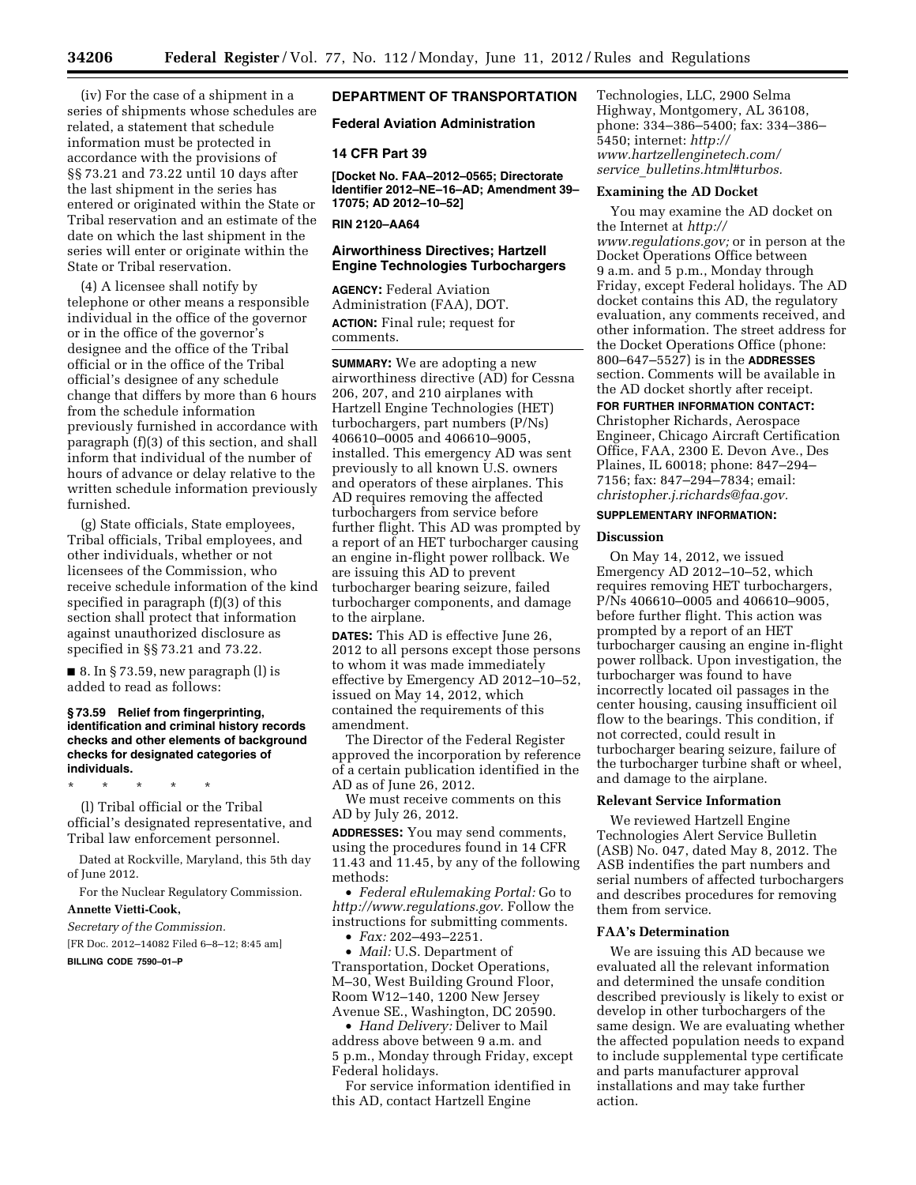(iv) For the case of a shipment in a series of shipments whose schedules are related, a statement that schedule information must be protected in accordance with the provisions of §§ 73.21 and 73.22 until 10 days after the last shipment in the series has entered or originated within the State or Tribal reservation and an estimate of the date on which the last shipment in the series will enter or originate within the State or Tribal reservation.

(4) A licensee shall notify by telephone or other means a responsible individual in the office of the governor or in the office of the governor's designee and the office of the Tribal official or in the office of the Tribal official's designee of any schedule change that differs by more than 6 hours from the schedule information previously furnished in accordance with paragraph (f)(3) of this section, and shall inform that individual of the number of hours of advance or delay relative to the written schedule information previously furnished.

(g) State officials, State employees, Tribal officials, Tribal employees, and other individuals, whether or not licensees of the Commission, who receive schedule information of the kind specified in paragraph (f)(3) of this section shall protect that information against unauthorized disclosure as specified in §§ 73.21 and 73.22.

■ 8. In § 73.59, new paragraph (l) is added to read as follows:

**§ 73.59 Relief from fingerprinting, identification and criminal history records checks and other elements of background checks for designated categories of individuals.**

\* \* \* \* \*

(l) Tribal official or the Tribal official's designated representative, and Tribal law enforcement personnel.

Dated at Rockville, Maryland, this 5th day of June 2012.

For the Nuclear Regulatory Commission.

**Annette Vietti-Cook,**

*Secretary of the Commission.*

[FR Doc. 2012–14082 Filed 6–8–12; 8:45 am]

**BILLING CODE 7590–01–P**

## DEPARTMENT OF TRANSPORTATION

### Federal Aviation Administration

### 14 CFR Part 39

**[Docket No. FAA–2012–0565; Directorate Identifier 2012–NE–16–AD; Amendment 39–17075; AD 2012–10–52]**

**RIN 2120–AA64**

### Airworthiness Directives; Hartzell Engine Technologies Turbochargers

**AGENCY:** Federal Aviation Administration (FAA), DOT.

**ACTION:** Final rule; request for comments.

**SUMMARY:** We are adopting a new airworthiness directive (AD) for Cessna 206, 207, and 210 airplanes with Hartzell Engine Technologies (HET) turbochargers, part numbers (P/Ns) 406610–0005 and 406610–9005, installed. This emergency AD was sent previously to all known U.S. owners and operators of these airplanes. This AD requires removing the affected turbochargers from service before further flight. This AD was prompted by a report of an HET turbocharger causing an engine in-flight power rollback. We are issuing this AD to prevent turbocharger bearing seizure, failed turbocharger components, and damage to the airplane.

**DATES:** This AD is effective June 26, 2012 to all persons except those persons to whom it was made immediately effective by Emergency AD 2012–10–52, issued on May 14, 2012, which contained the requirements of this amendment.

The Director of the Federal Register approved the incorporation by reference of a certain publication identified in the AD as of June 26, 2012.

We must receive comments on this AD by July 26, 2012.

**ADDRESSES:** You may send comments, using the procedures found in 14 CFR 11.43 and 11.45, by any of the following methods:

- *Federal eRulemaking Portal:* Go to *http://www.regulations.gov.* Follow the instructions for submitting comments.
- *Fax:* 202–493–2251.
- *Mail:* U.S. Department of Transportation, Docket Operations, M–30, West Building Ground Floor, Room W12–140, 1200 New Jersey Avenue SE., Washington, DC 20590.
- *Hand Delivery:* Deliver to Mail address above between 9 a.m. and 5 p.m., Monday through Friday, except Federal holidays.

For service information identified in this AD, contact Hartzell Engine Technologies, LLC, 2900 Selma Highway, Montgomery, AL 36108, phone: 334–386–5400; fax: 334–386–5450; internet: *http://www.hartzellenginetech.com/service_bulletins.html#turbos.*

**Examining the AD Docket**

You may examine the AD docket on the Internet at *http://www.regulations.gov;* or in person at the Docket Operations Office between 9 a.m. and 5 p.m., Monday through Friday, except Federal holidays. The AD docket contains this AD, the regulatory evaluation, any comments received, and other information. The street address for the Docket Operations Office (phone: 800–647–5527) is in the **ADDRESSES** section. Comments will be available in the AD docket shortly after receipt.

**FOR FURTHER INFORMATION CONTACT:** Christopher Richards, Aerospace Engineer, Chicago Aircraft Certification Office, FAA, 2300 E. Devon Ave., Des Plaines, IL 60018; phone: 847–294–7156; fax: 847–294–7834; email: *christopher.j.richards@faa.gov.*

**SUPPLEMENTARY INFORMATION:**

**Discussion**

On May 14, 2012, we issued Emergency AD 2012–10–52, which requires removing HET turbochargers, P/Ns 406610–0005 and 406610–9005, before further flight. This action was prompted by a report of an HET turbocharger causing an engine in-flight power rollback. Upon investigation, the turbocharger was found to have incorrectly located oil passages in the center housing, causing insufficient oil flow to the bearings. This condition, if not corrected, could result in turbocharger bearing seizure, failure of the turbocharger turbine shaft or wheel, and damage to the airplane.

**Relevant Service Information**

We reviewed Hartzell Engine Technologies Alert Service Bulletin (ASB) No. 047, dated May 8, 2012. The ASB indentifies the part numbers and serial numbers of affected turbochargers and describes procedures for removing them from service.

**FAA's Determination**

We are issuing this AD because we evaluated all the relevant information and determined the unsafe condition described previously is likely to exist or develop in other turbochargers of the same design. We are evaluating whether the affected population needs to expand to include supplemental type certificate and parts manufacturer approval installations and may take further action.